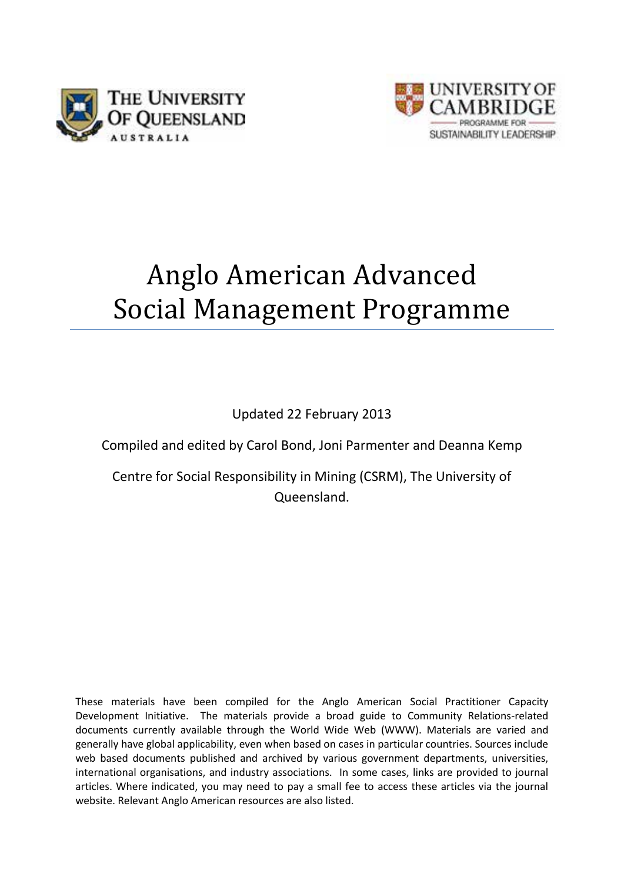THE UNIVERSITY OF QUEENSLAND AUSTRALIA

UNIVERSITY OF CAMBRIDGE PROGRAMME FOR SUSTAINABILITY LEADERSHIP

# Anglo American Advanced Social Management Programme

Updated 22 February 2013

Compiled and edited by Carol Bond, Joni Parmenter and Deanna Kemp

Centre for Social Responsibility in Mining (CSRM), The University of Queensland.

These materials have been compiled for the Anglo American Social Practitioner Capacity Development Initiative. The materials provide a broad guide to Community Relations-related documents currently available through the World Wide Web (WWW). Materials are varied and generally have global applicability, even when based on cases in particular countries. Sources include web based documents published and archived by various government departments, universities, international organisations, and industry associations. In some cases, links are provided to journal articles. Where indicated, you may need to pay a small fee to access these articles via the journal website. Relevant Anglo American resources are also listed.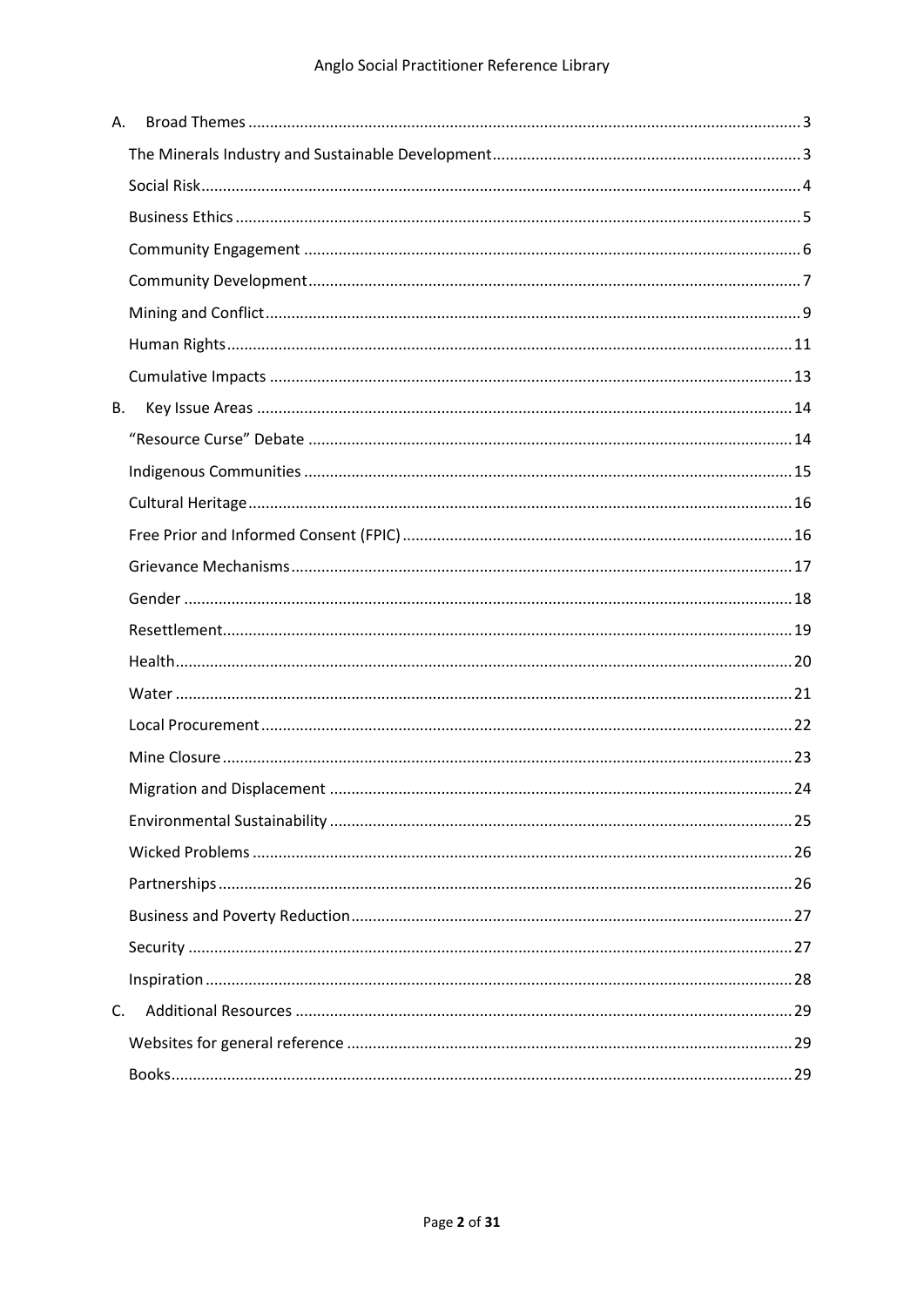A. Broad Themes ..... 3

- The Minerals Industry and Sustainable Development ..... 3
- Social Risk ..... 4
- Business Ethics ..... 5
- Community Engagement ..... 6
- Community Development ..... 7
- Mining and Conflict ..... 9
- Human Rights ..... 11
- Cumulative Impacts ..... 13

B. Key Issue Areas ..... 14

- "Resource Curse" Debate ..... 14
- Indigenous Communities ..... 15
- Cultural Heritage ..... 16
- Free Prior and Informed Consent (FPIC) ..... 16
- Grievance Mechanisms ..... 17
- Gender ..... 18
- Resettlement ..... 19
- Health ..... 20
- Water ..... 21
- Local Procurement ..... 22
- Mine Closure ..... 23
- Migration and Displacement ..... 24
- Environmental Sustainability ..... 25
- Wicked Problems ..... 26
- Partnerships ..... 26
- Business and Poverty Reduction ..... 27
- Security ..... 27
- Inspiration ..... 28

C. Additional Resources ..... 29

- Websites for general reference ..... 29
- Books ..... 29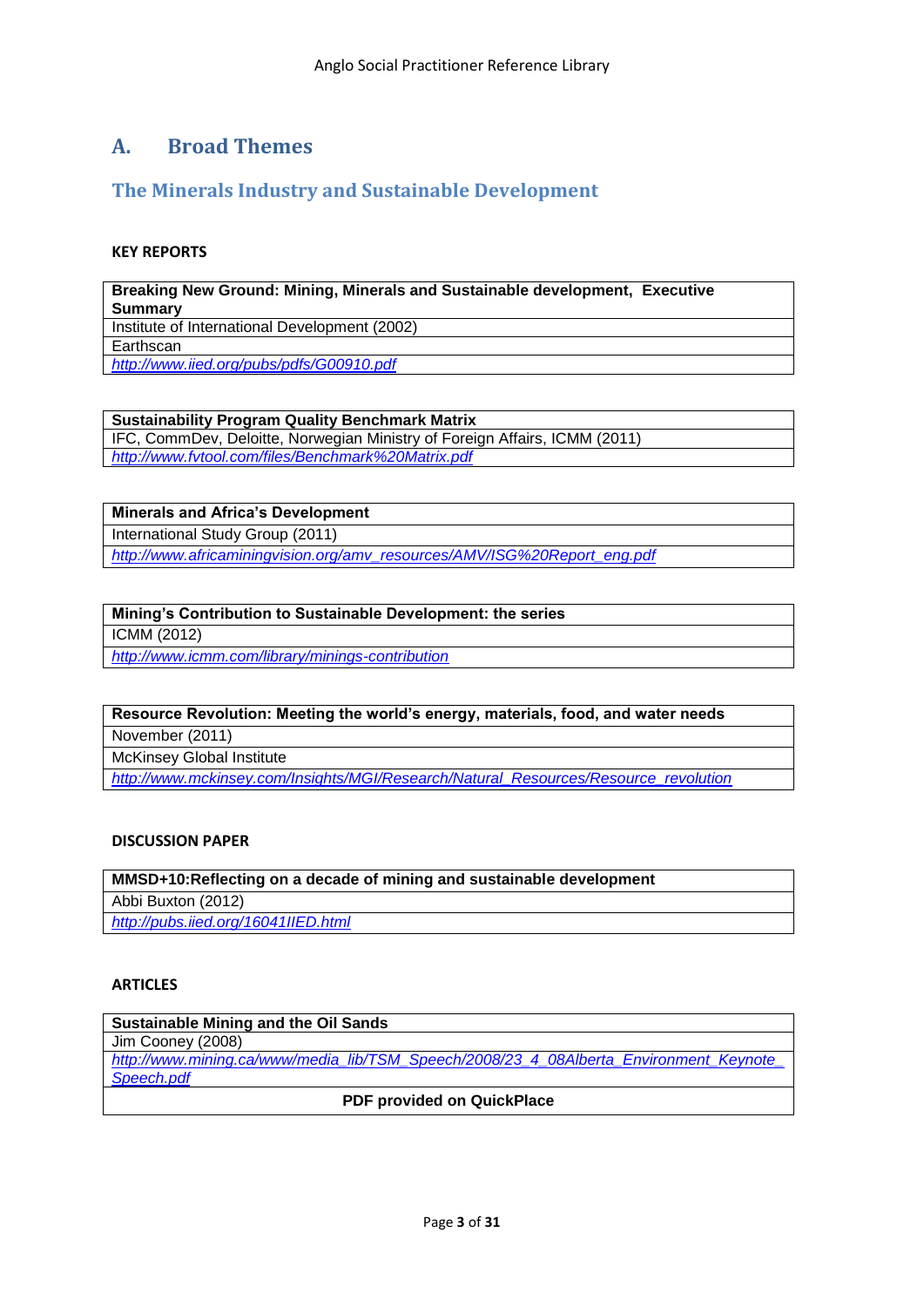# A. Broad Themes

## The Minerals Industry and Sustainable Development

**KEY REPORTS**

| **Breaking New Ground: Mining, Minerals and Sustainable development, Executive Summary** |
|---|
| Institute of International Development (2002) |
| Earthscan |
| *http://www.iied.org/pubs/pdfs/G00910.pdf* |

| **Sustainability Program Quality Benchmark Matrix** |
|---|
| IFC, CommDev, Deloitte, Norwegian Ministry of Foreign Affairs, ICMM (2011) |
| *http://www.fvtool.com/files/Benchmark%20Matrix.pdf* |

| **Minerals and Africa's Development** |
|---|
| International Study Group (2011) |
| *http://www.africaminingvision.org/amv_resources/AMV/ISG%20Report_eng.pdf* |

| **Mining's Contribution to Sustainable Development: the series** |
|---|
| ICMM (2012) |
| *http://www.icmm.com/library/minings-contribution* |

| **Resource Revolution: Meeting the world's energy, materials, food, and water needs** |
|---|
| November (2011) |
| McKinsey Global Institute |
| *http://www.mckinsey.com/Insights/MGI/Research/Natural_Resources/Resource_revolution* |

**DISCUSSION PAPER**

| **MMSD+10:Reflecting on a decade of mining and sustainable development** |
|---|
| Abbi Buxton (2012) |
| *http://pubs.iied.org/16041IIED.html* |

**ARTICLES**

| **Sustainable Mining and the Oil Sands** |
|---|
| Jim Cooney (2008) |
| *http://www.mining.ca/www/media_lib/TSM_Speech/2008/23_4_08Alberta_Environment_Keynote_Speech.pdf* |
| **PDF provided on QuickPlace** |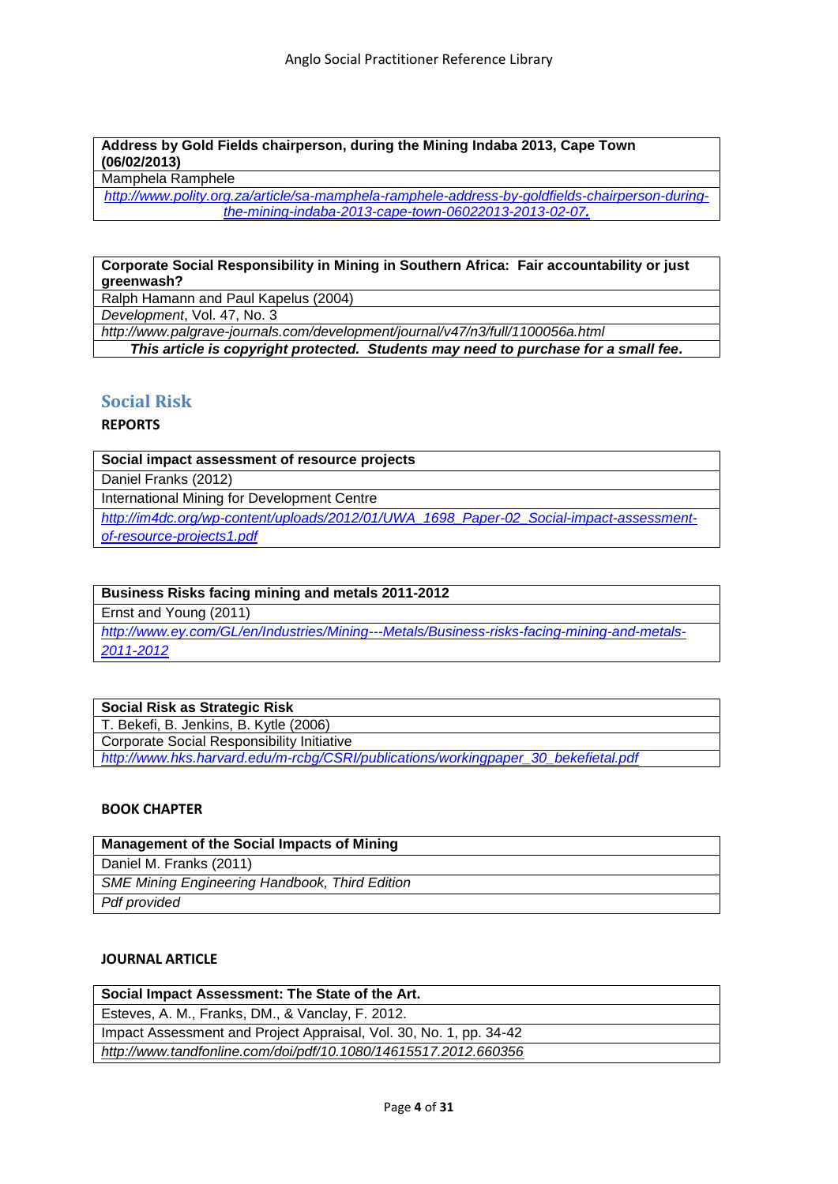| **Address by Gold Fields chairperson, during the Mining Indaba 2013, Cape Town (06/02/2013)** |
|---|
| Mamphela Ramphele |
| *http://www.polity.org.za/article/sa-mamphela-ramphele-address-by-goldfields-chairperson-during-the-mining-indaba-2013-cape-town-06022013-2013-02-07.* |

| **Corporate Social Responsibility in Mining in Southern Africa: Fair accountability or just greenwash?** |
|---|
| Ralph Hamann and Paul Kapelus (2004) |
| *Development*, Vol. 47, No. 3 |
| *http://www.palgrave-journals.com/development/journal/v47/n3/full/1100056a.html* |
| ***This article is copyright protected. Students may need to purchase for a small fee.*** |

## Social Risk

### REPORTS

| **Social impact assessment of resource projects** |
|---|
| Daniel Franks (2012) |
| International Mining for Development Centre |
| *http://im4dc.org/wp-content/uploads/2012/01/UWA_1698_Paper-02_Social-impact-assessment-of-resource-projects1.pdf* |

| **Business Risks facing mining and metals 2011-2012** |
|---|
| Ernst and Young (2011) |
| *http://www.ey.com/GL/en/Industries/Mining---Metals/Business-risks-facing-mining-and-metals-2011-2012* |

| **Social Risk as Strategic Risk** |
|---|
| T. Bekefi, B. Jenkins, B. Kytle (2006) |
| Corporate Social Responsibility Initiative |
| *http://www.hks.harvard.edu/m-rcbg/CSRI/publications/workingpaper_30_bekefietal.pdf* |

### BOOK CHAPTER

| **Management of the Social Impacts of Mining** |
|---|
| Daniel M. Franks (2011) |
| *SME Mining Engineering Handbook, Third Edition* |
| *Pdf provided* |

### JOURNAL ARTICLE

| **Social Impact Assessment: The State of the Art.** |
|---|
| Esteves, A. M., Franks, DM., & Vanclay, F. 2012. |
| Impact Assessment and Project Appraisal, Vol. 30, No. 1, pp. 34-42 |
| *http://www.tandfonline.com/doi/pdf/10.1080/14615517.2012.660356* |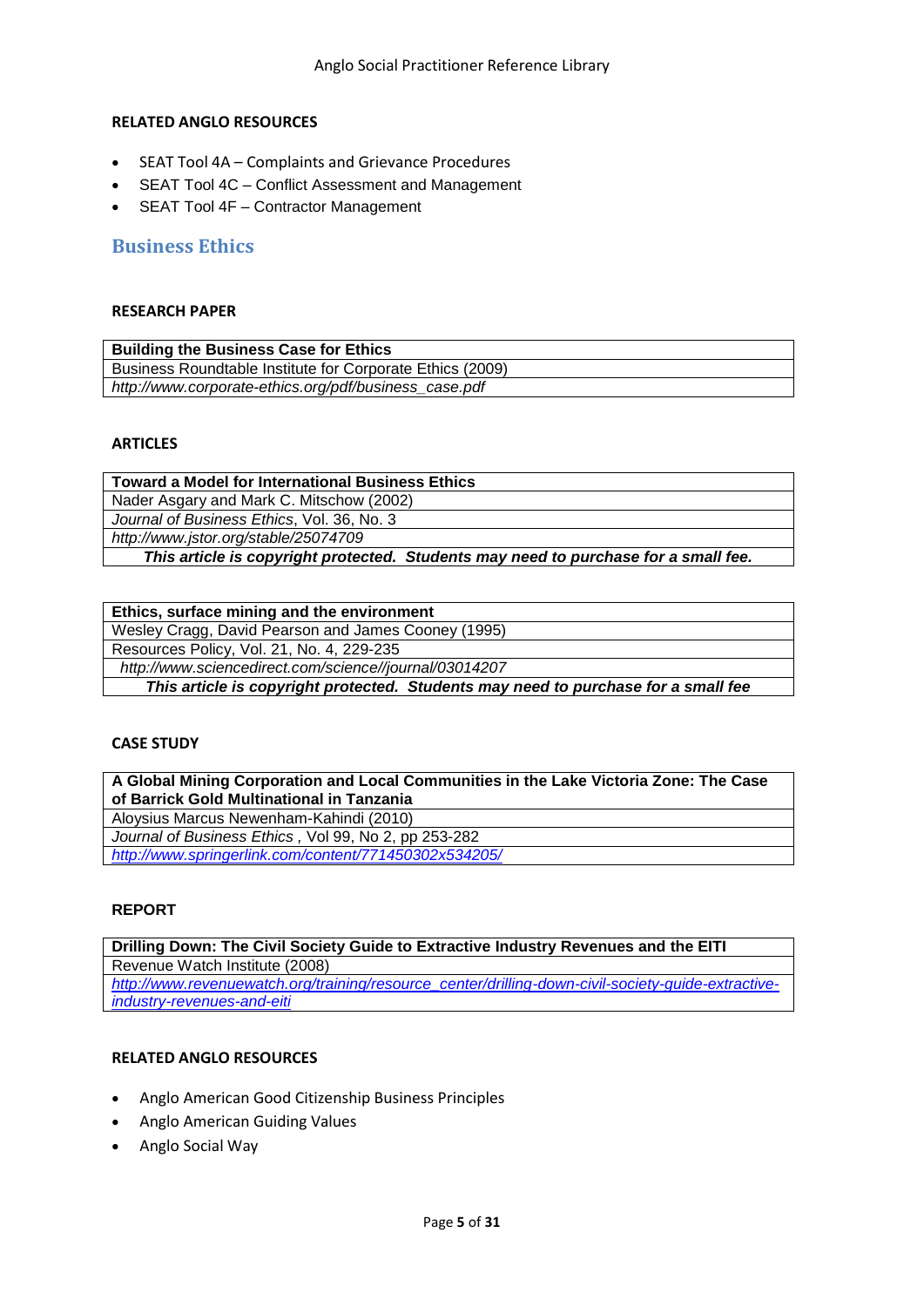#### RELATED ANGLO RESOURCES

- SEAT Tool 4A – Complaints and Grievance Procedures
- SEAT Tool 4C – Conflict Assessment and Management
- SEAT Tool 4F – Contractor Management

## Business Ethics

#### RESEARCH PAPER

| **Building the Business Case for Ethics** |
|---|
| Business Roundtable Institute for Corporate Ethics (2009) |
| *http://www.corporate-ethics.org/pdf/business_case.pdf* |

#### ARTICLES

| **Toward a Model for International Business Ethics** |
|---|
| Nader Asgary and Mark C. Mitschow (2002) |
| *Journal of Business Ethics*, Vol. 36, No. 3 |
| *http://www.jstor.org/stable/25074709* |
| ***This article is copyright protected. Students may need to purchase for a small fee.*** |

| **Ethics, surface mining and the environment** |
|---|
| Wesley Cragg, David Pearson and James Cooney (1995) |
| Resources Policy, Vol. 21, No. 4, 229-235 |
| *http://www.sciencedirect.com/science//journal/03014207* |
| ***This article is copyright protected. Students may need to purchase for a small fee*** |

#### CASE STUDY

| **A Global Mining Corporation and Local Communities in the Lake Victoria Zone: The Case of Barrick Gold Multinational in Tanzania** |
|---|
| Aloysius Marcus Newenham-Kahindi (2010) |
| *Journal of Business Ethics* , Vol 99, No 2, pp 253-282 |
| *http://www.springerlink.com/content/771450302x534205/* |

#### REPORT

| **Drilling Down: The Civil Society Guide to Extractive Industry Revenues and the EITI** |
|---|
| Revenue Watch Institute (2008) |
| *http://www.revenuewatch.org/training/resource_center/drilling-down-civil-society-guide-extractive-industry-revenues-and-eiti* |

#### RELATED ANGLO RESOURCES

- Anglo American Good Citizenship Business Principles
- Anglo American Guiding Values
- Anglo Social Way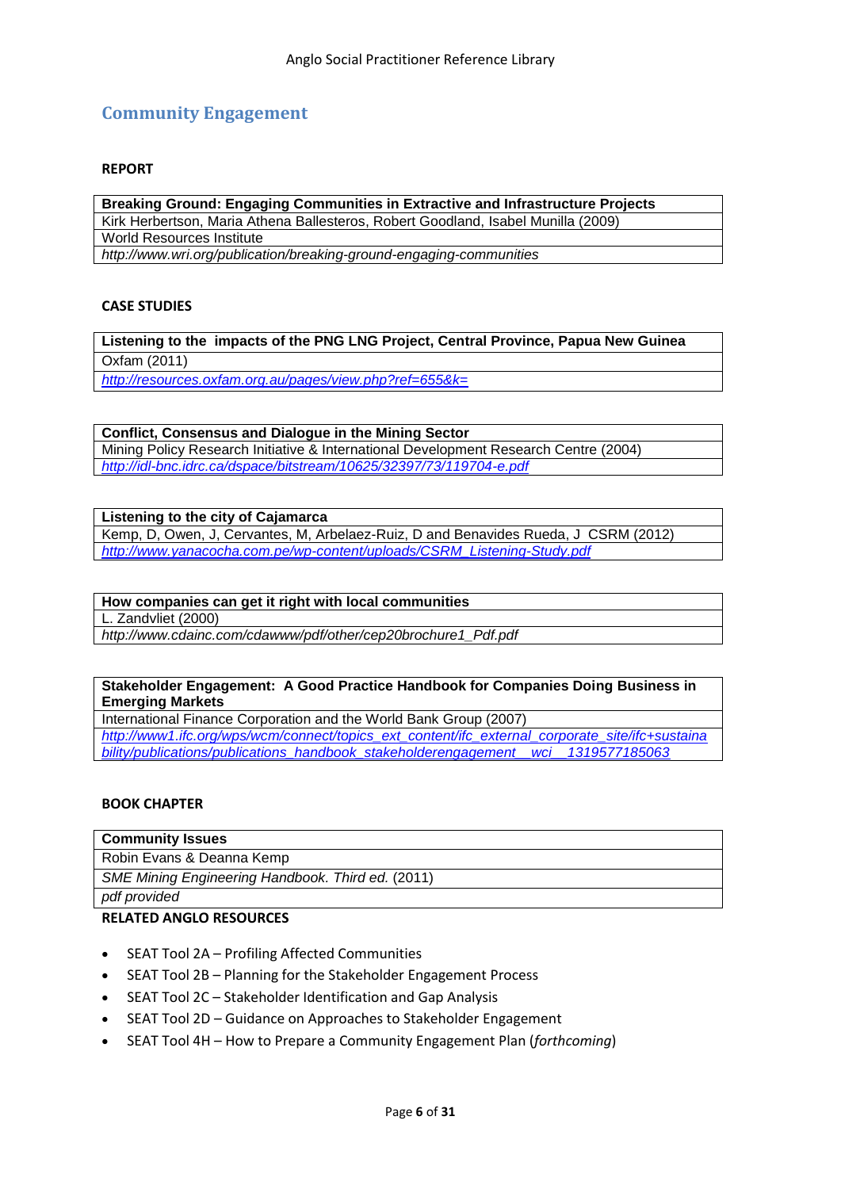## Community Engagement

### REPORT

| **Breaking Ground: Engaging Communities in Extractive and Infrastructure Projects** |
|---|
| Kirk Herbertson, Maria Athena Ballesteros, Robert Goodland, Isabel Munilla (2009) |
| World Resources Institute |
| *http://www.wri.org/publication/breaking-ground-engaging-communities* |

### CASE STUDIES

| **Listening to the impacts of the PNG LNG Project, Central Province, Papua New Guinea** |
|---|
| Oxfam (2011) |
| *http://resources.oxfam.org.au/pages/view.php?ref=655&k=* |

| **Conflict, Consensus and Dialogue in the Mining Sector** |
|---|
| Mining Policy Research Initiative & International Development Research Centre (2004) |
| *http://idl-bnc.idrc.ca/dspace/bitstream/10625/32397/73/119704-e.pdf* |

| **Listening to the city of Cajamarca** |
|---|
| Kemp, D, Owen, J, Cervantes, M, Arbelaez-Ruiz, D and Benavides Rueda, J CSRM (2012) |
| *http://www.yanacocha.com.pe/wp-content/uploads/CSRM_Listening-Study.pdf* |

| **How companies can get it right with local communities** |
|---|
| L. Zandvliet (2000) |
| *http://www.cdainc.com/cdawww/pdf/other/cep20brochure1_Pdf.pdf* |

| **Stakeholder Engagement: A Good Practice Handbook for Companies Doing Business in Emerging Markets** |
|---|
| International Finance Corporation and the World Bank Group (2007) |
| *http://www1.ifc.org/wps/wcm/connect/topics_ext_content/ifc_external_corporate_site/ifc+sustainability/publications/publications_handbook_stakeholderengagement__wci__1319577185063* |

### BOOK CHAPTER

| **Community Issues** |
|---|
| Robin Evans & Deanna Kemp |
| *SME Mining Engineering Handbook. Third ed.* (2011) |
| *pdf provided* |

### RELATED ANGLO RESOURCES

- SEAT Tool 2A – Profiling Affected Communities
- SEAT Tool 2B – Planning for the Stakeholder Engagement Process
- SEAT Tool 2C – Stakeholder Identification and Gap Analysis
- SEAT Tool 2D – Guidance on Approaches to Stakeholder Engagement
- SEAT Tool 4H – How to Prepare a Community Engagement Plan (*forthcoming*)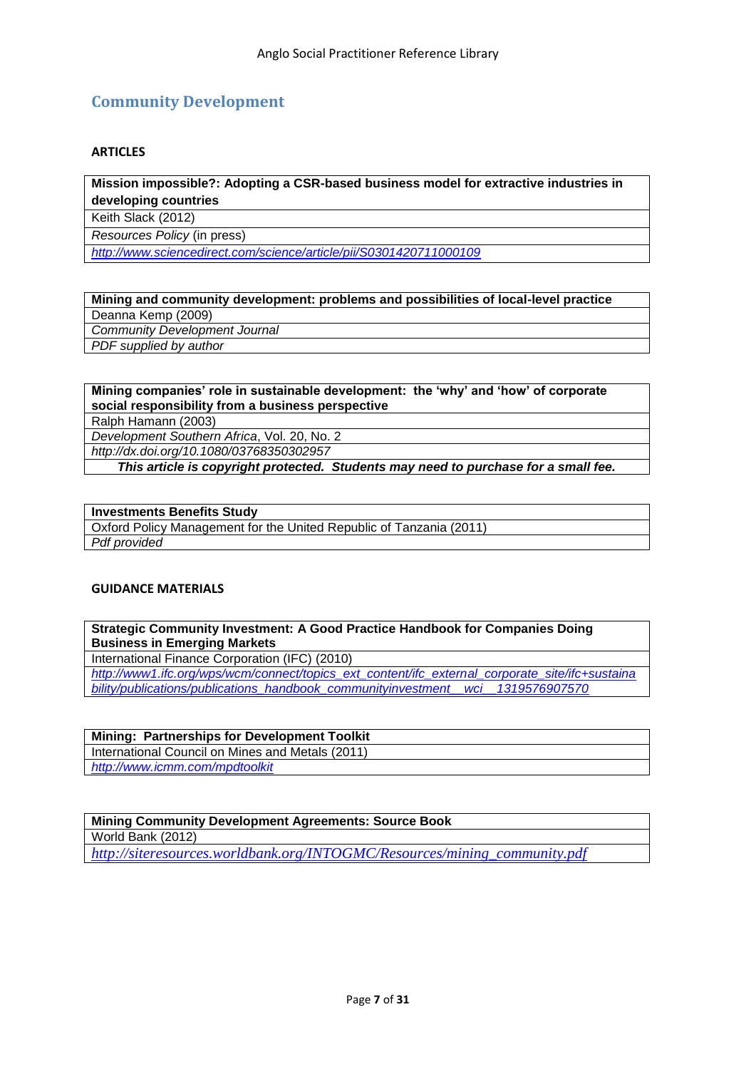## Community Development

### ARTICLES

| **Mission impossible?: Adopting a CSR-based business model for extractive industries in developing countries** |
| --- |
| Keith Slack (2012) |
| *Resources Policy* (in press) |
| *http://www.sciencedirect.com/science/article/pii/S0301420711000109* |

| **Mining and community development: problems and possibilities of local-level practice** |
| --- |
| Deanna Kemp (2009) |
| *Community Development Journal* |
| *PDF supplied by author* |

| **Mining companies' role in sustainable development: the 'why' and 'how' of corporate social responsibility from a business perspective** |
| --- |
| Ralph Hamann (2003) |
| *Development Southern Africa*, Vol. 20, No. 2 |
| *http://dx.doi.org/10.1080/03768350302957* |
| ***This article is copyright protected. Students may need to purchase for a small fee.*** |

| **Investments Benefits Study** |
| --- |
| Oxford Policy Management for the United Republic of Tanzania (2011) |
| *Pdf provided* |

### GUIDANCE MATERIALS

| **Strategic Community Investment: A Good Practice Handbook for Companies Doing Business in Emerging Markets** |
| --- |
| International Finance Corporation (IFC) (2010) |
| *http://www1.ifc.org/wps/wcm/connect/topics_ext_content/ifc_external_corporate_site/ifc+sustainability/publications/publications_handbook_communityinvestment__wci__1319576907570* |

| **Mining: Partnerships for Development Toolkit** |
| --- |
| International Council on Mines and Metals (2011) |
| *http://www.icmm.com/mpdtoolkit* |

| **Mining Community Development Agreements: Source Book** |
| --- |
| World Bank (2012) |
| *http://siteresources.worldbank.org/INTOGMC/Resources/mining_community.pdf* |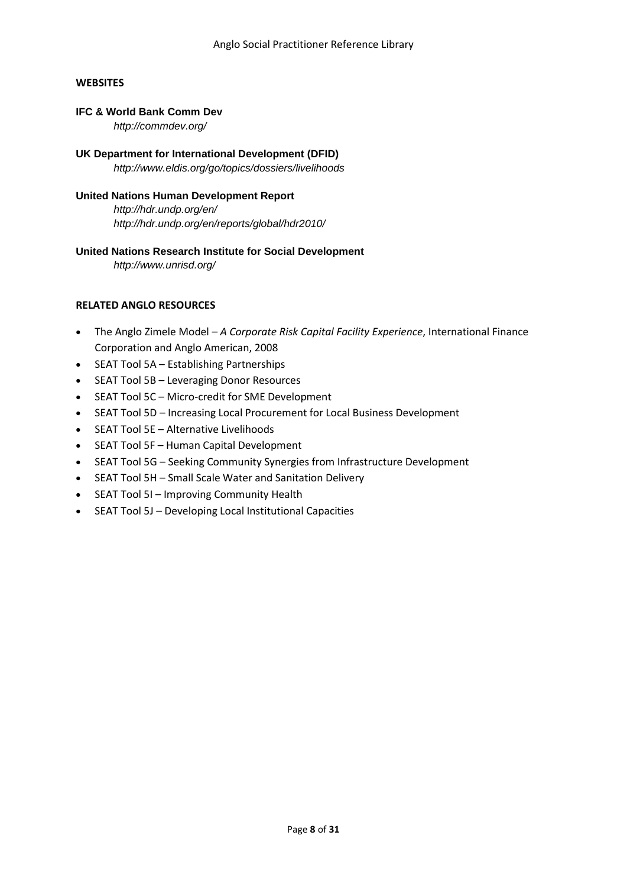## WEBSITES

**IFC & World Bank Comm Dev**
*http://commdev.org/*

**UK Department for International Development (DFID)**
*http://www.eldis.org/go/topics/dossiers/livelihoods*

**United Nations Human Development Report**
*http://hdr.undp.org/en/*
*http://hdr.undp.org/en/reports/global/hdr2010/*

**United Nations Research Institute for Social Development**
*http://www.unrisd.org/*

## RELATED ANGLO RESOURCES

- The Anglo Zimele Model – *A Corporate Risk Capital Facility Experience*, International Finance Corporation and Anglo American, 2008
- SEAT Tool 5A – Establishing Partnerships
- SEAT Tool 5B – Leveraging Donor Resources
- SEAT Tool 5C – Micro-credit for SME Development
- SEAT Tool 5D – Increasing Local Procurement for Local Business Development
- SEAT Tool 5E – Alternative Livelihoods
- SEAT Tool 5F – Human Capital Development
- SEAT Tool 5G – Seeking Community Synergies from Infrastructure Development
- SEAT Tool 5H – Small Scale Water and Sanitation Delivery
- SEAT Tool 5I – Improving Community Health
- SEAT Tool 5J – Developing Local Institutional Capacities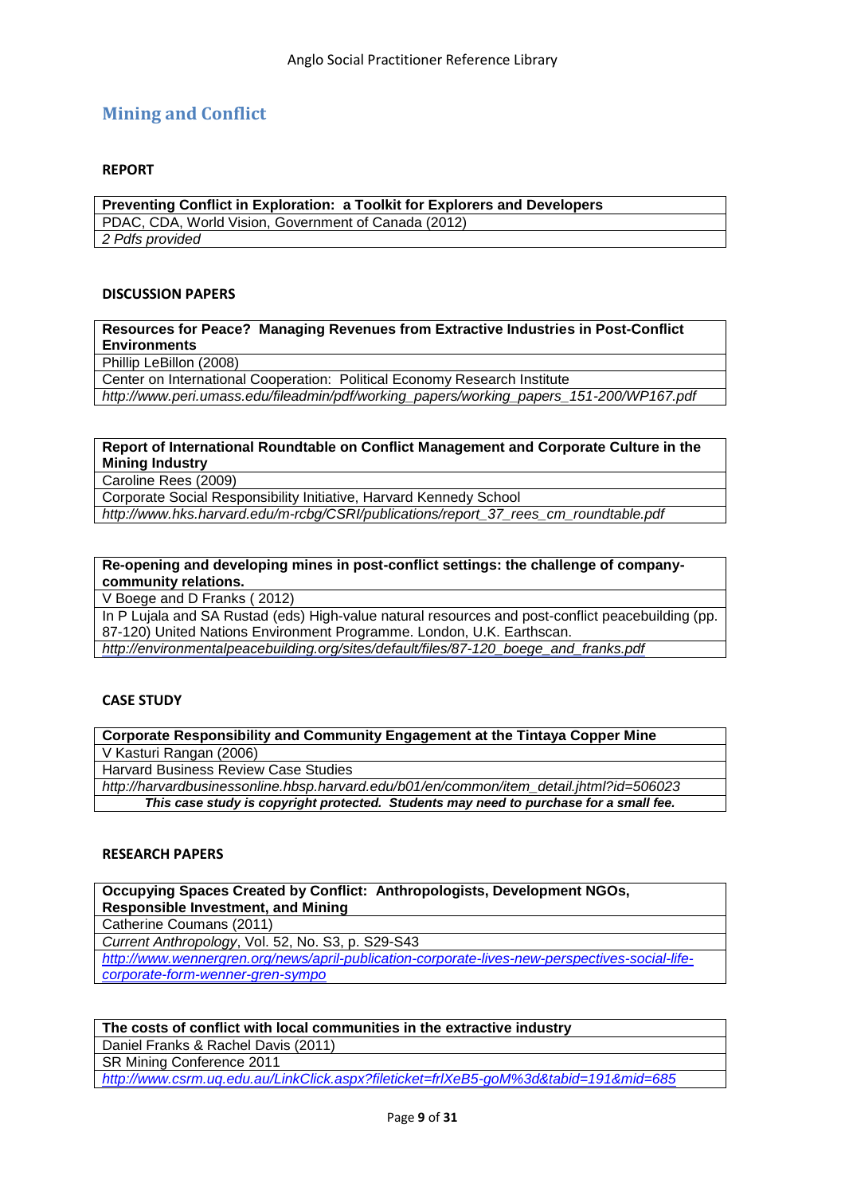## Mining and Conflict

### REPORT

| **Preventing Conflict in Exploration: a Toolkit for Explorers and Developers** |
|---|
| PDAC, CDA, World Vision, Government of Canada (2012) |
| *2 Pdfs provided* |

### DISCUSSION PAPERS

| **Resources for Peace? Managing Revenues from Extractive Industries in Post-Conflict Environments** |
|---|
| Phillip LeBillon (2008) |
| Center on International Cooperation: Political Economy Research Institute |
| *http://www.peri.umass.edu/fileadmin/pdf/working_papers/working_papers_151-200/WP167.pdf* |

| **Report of International Roundtable on Conflict Management and Corporate Culture in the Mining Industry** |
|---|
| Caroline Rees (2009) |
| Corporate Social Responsibility Initiative, Harvard Kennedy School |
| *http://www.hks.harvard.edu/m-rcbg/CSRI/publications/report_37_rees_cm_roundtable.pdf* |

| **Re-opening and developing mines in post-conflict settings: the challenge of company-community relations.** |
|---|
| V Boege and D Franks ( 2012) |
| In P Lujala and SA Rustad (eds) High-value natural resources and post-conflict peacebuilding (pp. 87-120) United Nations Environment Programme. London, U.K. Earthscan. |
| *http://environmentalpeacebuilding.org/sites/default/files/87-120_boege_and_franks.pdf* |

### CASE STUDY

| **Corporate Responsibility and Community Engagement at the Tintaya Copper Mine** |
|---|
| V Kasturi Rangan (2006) |
| Harvard Business Review Case Studies |
| *http://harvardbusinessonline.hbsp.harvard.edu/b01/en/common/item_detail.jhtml?id=506023* |
| ***This case study is copyright protected. Students may need to purchase for a small fee.*** |

### RESEARCH PAPERS

| **Occupying Spaces Created by Conflict: Anthropologists, Development NGOs, Responsible Investment, and Mining** |
|---|
| Catherine Coumans (2011) |
| *Current Anthropology*, Vol. 52, No. S3, p. S29-S43 |
| *http://www.wennergren.org/news/april-publication-corporate-lives-new-perspectives-social-life-corporate-form-wenner-gren-sympo* |

| **The costs of conflict with local communities in the extractive industry** |
|---|
| Daniel Franks & Rachel Davis (2011) |
| SR Mining Conference 2011 |
| *http://www.csrm.uq.edu.au/LinkClick.aspx?fileticket=frlXeB5-goM%3d&tabid=191&mid=685* |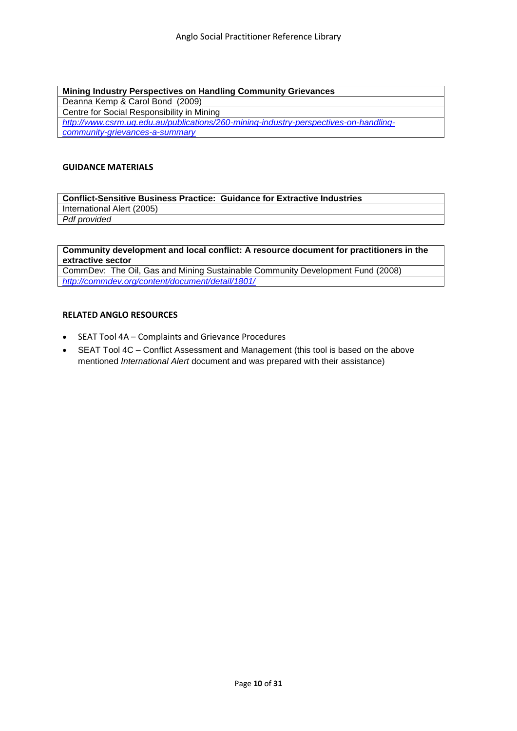| **Mining Industry Perspectives on Handling Community Grievances** |
| --- |
| Deanna Kemp & Carol Bond (2009) |
| Centre for Social Responsibility in Mining |
| *http://www.csrm.uq.edu.au/publications/260-mining-industry-perspectives-on-handling-community-grievances-a-summary* |

## GUIDANCE MATERIALS

| **Conflict-Sensitive Business Practice: Guidance for Extractive Industries** |
| --- |
| International Alert (2005) |
| *Pdf provided* |

| **Community development and local conflict: A resource document for practitioners in the extractive sector** |
| --- |
| CommDev: The Oil, Gas and Mining Sustainable Community Development Fund (2008) |
| *http://commdev.org/content/document/detail/1801/* |

## RELATED ANGLO RESOURCES

- SEAT Tool 4A – Complaints and Grievance Procedures
- SEAT Tool 4C – Conflict Assessment and Management (this tool is based on the above mentioned *International Alert* document and was prepared with their assistance)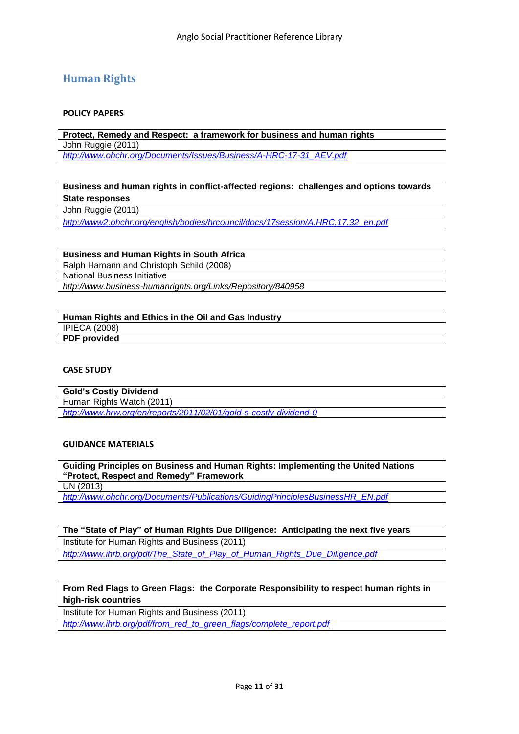# Human Rights

**POLICY PAPERS**

| **Protect, Remedy and Respect: a framework for business and human rights** |
|---|
| John Ruggie (2011) |
| *http://www.ohchr.org/Documents/Issues/Business/A-HRC-17-31_AEV.pdf* |

| **Business and human rights in conflict-affected regions: challenges and options towards State responses** |
|---|
| John Ruggie (2011) |
| *http://www2.ohchr.org/english/bodies/hrcouncil/docs/17session/A.HRC.17.32_en.pdf* |

| **Business and Human Rights in South Africa** |
|---|
| Ralph Hamann and Christoph Schild (2008) |
| National Business Initiative |
| *http://www.business-humanrights.org/Links/Repository/840958* |

| **Human Rights and Ethics in the Oil and Gas Industry** |
|---|
| IPIECA (2008) |
| **PDF provided** |

**CASE STUDY**

| **Gold's Costly Dividend** |
|---|
| Human Rights Watch (2011) |
| *http://www.hrw.org/en/reports/2011/02/01/gold-s-costly-dividend-0* |

**GUIDANCE MATERIALS**

| **Guiding Principles on Business and Human Rights: Implementing the United Nations "Protect, Respect and Remedy" Framework** |
|---|
| UN (2013) |
| *http://www.ohchr.org/Documents/Publications/GuidingPrinciplesBusinessHR_EN.pdf* |

| **The "State of Play" of Human Rights Due Diligence: Anticipating the next five years** |
|---|
| Institute for Human Rights and Business (2011) |
| *http://www.ihrb.org/pdf/The_State_of_Play_of_Human_Rights_Due_Diligence.pdf* |

| **From Red Flags to Green Flags: the Corporate Responsibility to respect human rights in high-risk countries** |
|---|
| Institute for Human Rights and Business (2011) |
| *http://www.ihrb.org/pdf/from_red_to_green_flags/complete_report.pdf* |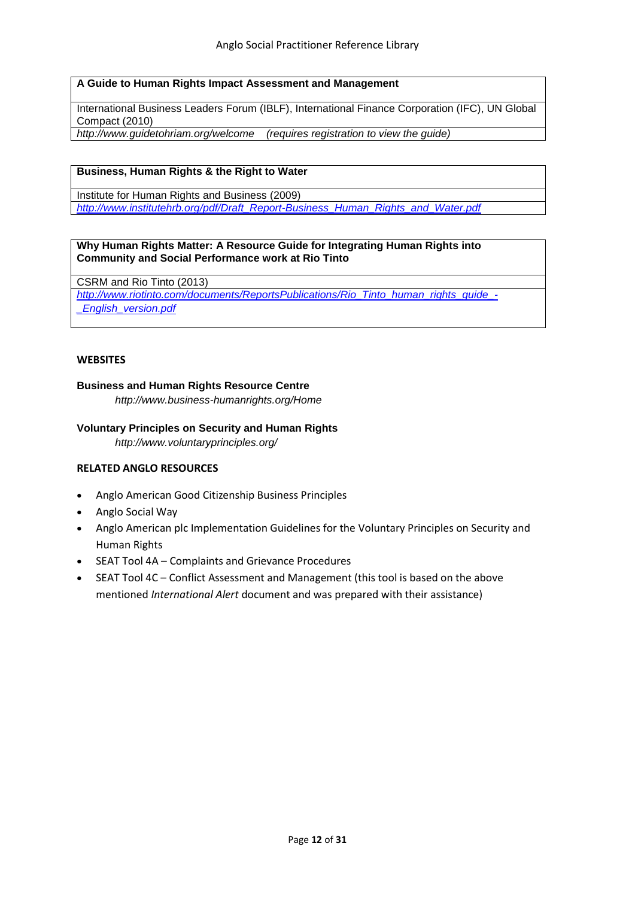**A Guide to Human Rights Impact Assessment and Management**

International Business Leaders Forum (IBLF), International Finance Corporation (IFC), UN Global Compact (2010)
*http://www.guidetohriam.org/welcome (requires registration to view the guide)*

**Business, Human Rights & the Right to Water**

Institute for Human Rights and Business (2009)
*http://www.institutehrb.org/pdf/Draft_Report-Business_Human_Rights_and_Water.pdf*

**Why Human Rights Matter: A Resource Guide for Integrating Human Rights into Community and Social Performance work at Rio Tinto**

CSRM and Rio Tinto (2013)
*http://www.riotinto.com/documents/ReportsPublications/Rio_Tinto_human_rights_guide_-_English_version.pdf*

**WEBSITES**

**Business and Human Rights Resource Centre**
*http://www.business-humanrights.org/Home*

**Voluntary Principles on Security and Human Rights**
*http://www.voluntaryprinciples.org/*

**RELATED ANGLO RESOURCES**

- Anglo American Good Citizenship Business Principles
- Anglo Social Way
- Anglo American plc Implementation Guidelines for the Voluntary Principles on Security and Human Rights
- SEAT Tool 4A – Complaints and Grievance Procedures
- SEAT Tool 4C – Conflict Assessment and Management (this tool is based on the above mentioned *International Alert* document and was prepared with their assistance)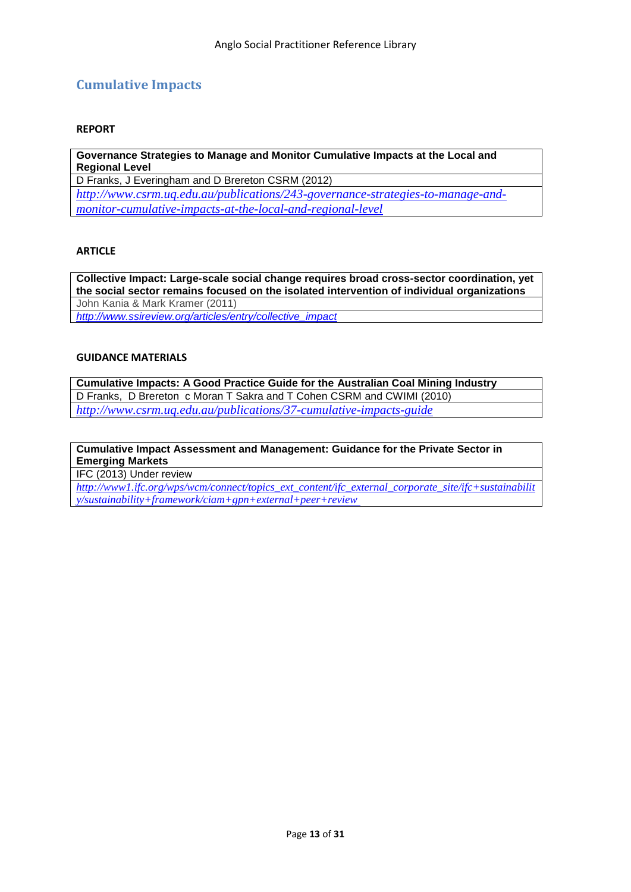## Cumulative Impacts

**REPORT**

| **Governance Strategies to Manage and Monitor Cumulative Impacts at the Local and Regional Level** |
|---|
| D Franks, J Everingham and D Brereton CSRM (2012) |
| *http://www.csrm.uq.edu.au/publications/243-governance-strategies-to-manage-and-monitor-cumulative-impacts-at-the-local-and-regional-level* |

**ARTICLE**

| **Collective Impact: Large-scale social change requires broad cross-sector coordination, yet the social sector remains focused on the isolated intervention of individual organizations** |
|---|
| John Kania & Mark Kramer (2011) |
| *http://www.ssireview.org/articles/entry/collective_impact* |

**GUIDANCE MATERIALS**

| **Cumulative Impacts: A Good Practice Guide for the Australian Coal Mining Industry** |
|---|
| D Franks, D Brereton c Moran T Sakra and T Cohen CSRM and CWIMI (2010) |
| *http://www.csrm.uq.edu.au/publications/37-cumulative-impacts-guide* |

| **Cumulative Impact Assessment and Management: Guidance for the Private Sector in Emerging Markets** |
|---|
| IFC (2013) Under review |
| *http://www1.ifc.org/wps/wcm/connect/topics_ext_content/ifc_external_corporate_site/ifc+sustainability/sustainability+framework/ciam+gpn+external+peer+review* |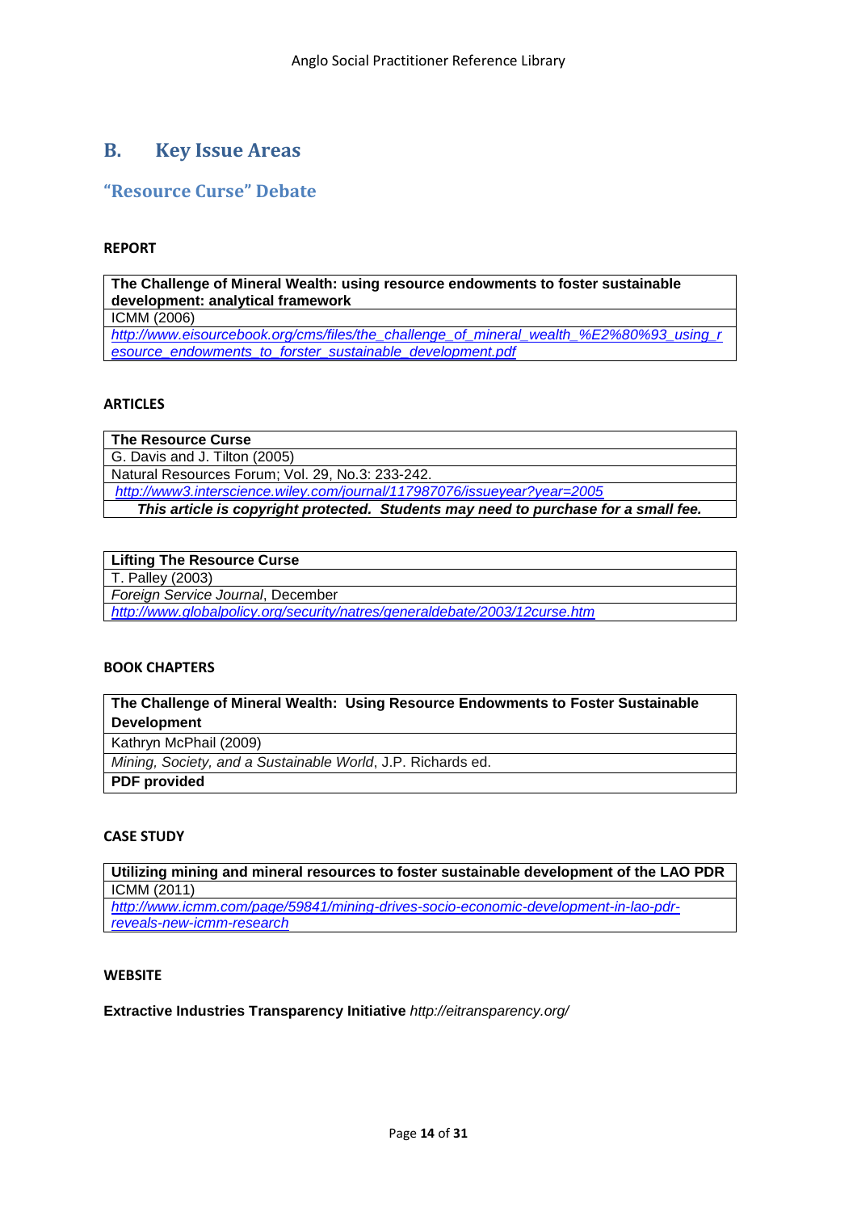## B. Key Issue Areas

### "Resource Curse" Debate

**REPORT**

| **The Challenge of Mineral Wealth: using resource endowments to foster sustainable development: analytical framework** |
|---|
| ICMM (2006) |
| *http://www.eisourcebook.org/cms/files/the_challenge_of_mineral_wealth_%E2%80%93_using_resource_endowments_to_forster_sustainable_development.pdf* |

**ARTICLES**

| **The Resource Curse** |
|---|
| G. Davis and J. Tilton (2005) |
| Natural Resources Forum; Vol. 29, No.3: 233-242. |
| *http://www3.interscience.wiley.com/journal/117987076/issueyear?year=2005* |
| ***This article is copyright protected. Students may need to purchase for a small fee.*** |

| **Lifting The Resource Curse** |
|---|
| T. Palley (2003) |
| *Foreign Service Journal*, December |
| *http://www.globalpolicy.org/security/natres/generaldebate/2003/12curse.htm* |

**BOOK CHAPTERS**

| **The Challenge of Mineral Wealth: Using Resource Endowments to Foster Sustainable Development** |
|---|
| Kathryn McPhail (2009) |
| *Mining, Society, and a Sustainable World*, J.P. Richards ed. |
| **PDF provided** |

**CASE STUDY**

| **Utilizing mining and mineral resources to foster sustainable development of the LAO PDR** |
|---|
| ICMM (2011) |
| *http://www.icmm.com/page/59841/mining-drives-socio-economic-development-in-lao-pdr-reveals-new-icmm-research* |

**WEBSITE**

**Extractive Industries Transparency Initiative** *http://eitransparency.org/*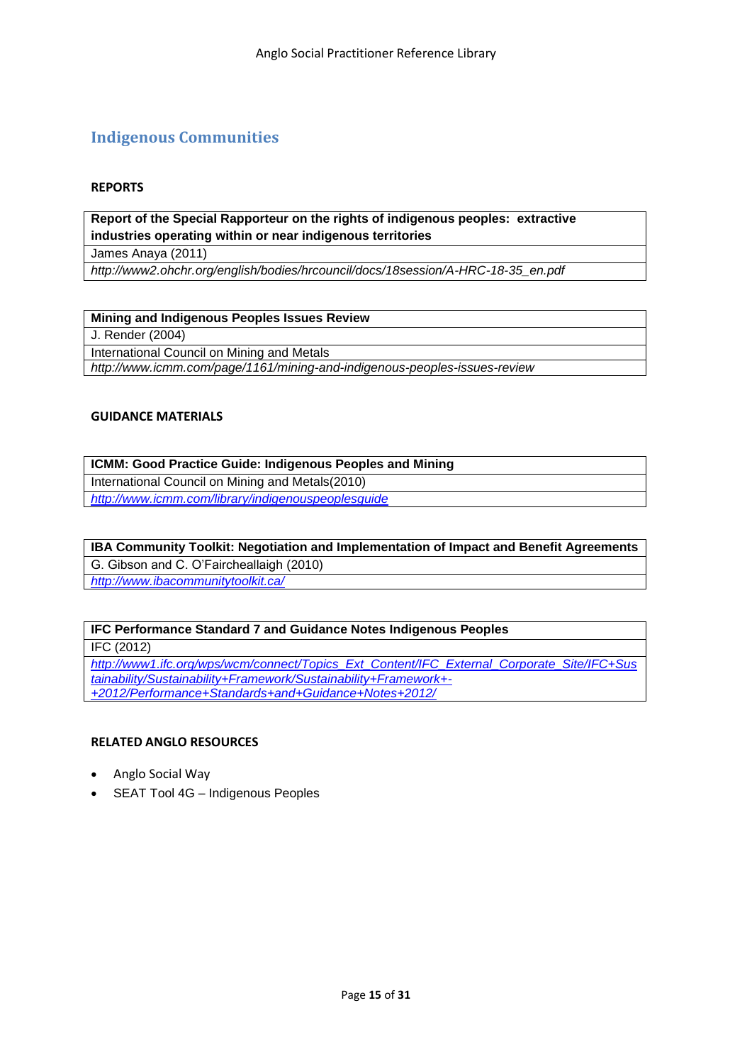## Indigenous Communities

### REPORTS

| Report of the Special Rapporteur on the rights of indigenous peoples: extractive industries operating within or near indigenous territories |
|---|
| James Anaya (2011) |
| *http://www2.ohchr.org/english/bodies/hrcouncil/docs/18session/A-HRC-18-35_en.pdf* |

| Mining and Indigenous Peoples Issues Review |
|---|
| J. Render (2004) |
| International Council on Mining and Metals |
| *http://www.icmm.com/page/1161/mining-and-indigenous-peoples-issues-review* |

### GUIDANCE MATERIALS

| ICMM: Good Practice Guide: Indigenous Peoples and Mining |
|---|
| International Council on Mining and Metals(2010) |
| *http://www.icmm.com/library/indigenouspeoplesguide* |

| IBA Community Toolkit: Negotiation and Implementation of Impact and Benefit Agreements |
|---|
| G. Gibson and C. O'Faircheallaigh (2010) |
| *http://www.ibacommunitytoolkit.ca/* |

| IFC Performance Standard 7 and Guidance Notes Indigenous Peoples |
|---|
| IFC (2012) |
| *http://www1.ifc.org/wps/wcm/connect/Topics_Ext_Content/IFC_External_Corporate_Site/IFC+Sustainability/Sustainability+Framework/Sustainability+Framework+-+2012/Performance+Standards+and+Guidance+Notes+2012/* |

### RELATED ANGLO RESOURCES

- Anglo Social Way
- SEAT Tool 4G – Indigenous Peoples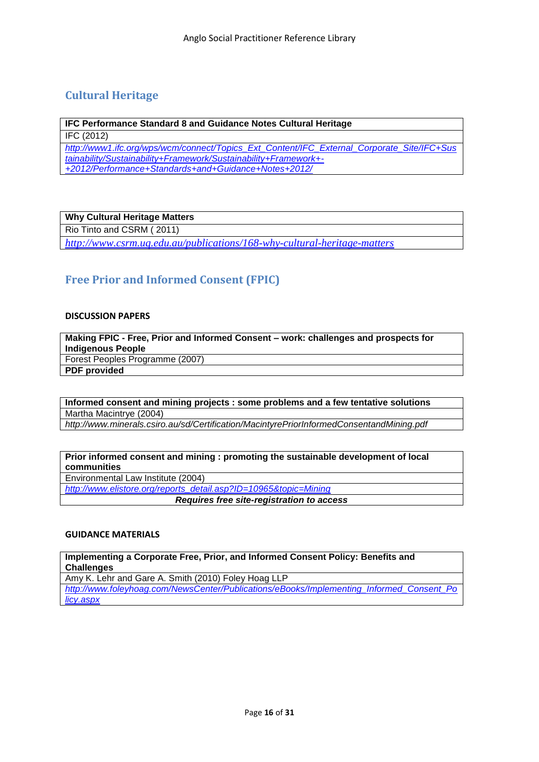## Cultural Heritage

| **IFC Performance Standard 8 and Guidance Notes Cultural Heritage** |
|---|
| IFC (2012) |
| *http://www1.ifc.org/wps/wcm/connect/Topics_Ext_Content/IFC_External_Corporate_Site/IFC+Sustainability/Sustainability+Framework/Sustainability+Framework+-+2012/Performance+Standards+and+Guidance+Notes+2012/* |

| **Why Cultural Heritage Matters** |
|---|
| Rio Tinto and CSRM ( 2011) |
| *http://www.csrm.uq.edu.au/publications/168-why-cultural-heritage-matters* |

## Free Prior and Informed Consent (FPIC)

**DISCUSSION PAPERS**

| **Making FPIC - Free, Prior and Informed Consent – work: challenges and prospects for Indigenous People** |
|---|
| Forest Peoples Programme (2007) |
| **PDF provided** |

| **Informed consent and mining projects : some problems and a few tentative solutions** |
|---|
| Martha Macintrye (2004) |
| *http://www.minerals.csiro.au/sd/Certification/MacintyrePriorInformedConsentandMining.pdf* |

| **Prior informed consent and mining : promoting the sustainable development of local communities** |
|---|
| Environmental Law Institute (2004) |
| *http://www.elistore.org/reports_detail.asp?ID=10965&topic=Mining* |
| ***Requires free site-registration to access*** |

**GUIDANCE MATERIALS**

| **Implementing a Corporate Free, Prior, and Informed Consent Policy: Benefits and Challenges** |
|---|
| Amy K. Lehr and Gare A. Smith (2010) Foley Hoag LLP |
| *http://www.foleyhoag.com/NewsCenter/Publications/eBooks/Implementing_Informed_Consent_Policy.aspx* |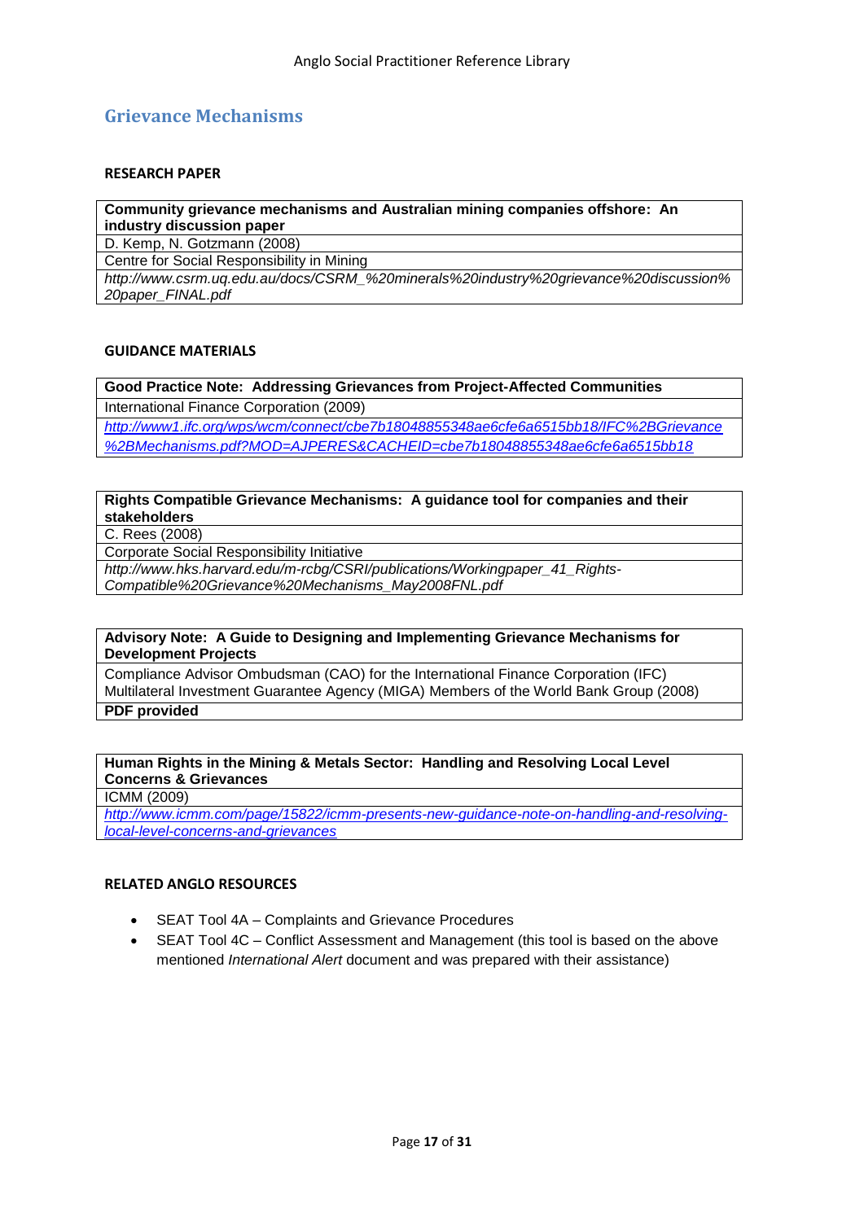## Grievance Mechanisms

### RESEARCH PAPER

| **Community grievance mechanisms and Australian mining companies offshore: An industry discussion paper** |
|---|
| D. Kemp, N. Gotzmann (2008) |
| Centre for Social Responsibility in Mining |
| *http://www.csrm.uq.edu.au/docs/CSRM_%20minerals%20industry%20grievance%20discussion%20paper_FINAL.pdf* |

### GUIDANCE MATERIALS

| **Good Practice Note: Addressing Grievances from Project-Affected Communities** |
|---|
| International Finance Corporation (2009) |
| *http://www1.ifc.org/wps/wcm/connect/cbe7b18048855348ae6cfe6a6515bb18/IFC%2BGrievance%2BMechanisms.pdf?MOD=AJPERES&CACHEID=cbe7b18048855348ae6cfe6a6515bb18* |

| **Rights Compatible Grievance Mechanisms: A guidance tool for companies and their stakeholders** |
|---|
| C. Rees (2008) |
| Corporate Social Responsibility Initiative |
| *http://www.hks.harvard.edu/m-rcbg/CSRI/publications/Workingpaper_41_Rights-Compatible%20Grievance%20Mechanisms_May2008FNL.pdf* |

| **Advisory Note: A Guide to Designing and Implementing Grievance Mechanisms for Development Projects** |
|---|
| Compliance Advisor Ombudsman (CAO) for the International Finance Corporation (IFC) Multilateral Investment Guarantee Agency (MIGA) Members of the World Bank Group (2008) |
| **PDF provided** |

| **Human Rights in the Mining & Metals Sector: Handling and Resolving Local Level Concerns & Grievances** |
|---|
| ICMM (2009) |
| *http://www.icmm.com/page/15822/icmm-presents-new-guidance-note-on-handling-and-resolving-local-level-concerns-and-grievances* |

### RELATED ANGLO RESOURCES

- SEAT Tool 4A – Complaints and Grievance Procedures
- SEAT Tool 4C – Conflict Assessment and Management (this tool is based on the above mentioned *International Alert* document and was prepared with their assistance)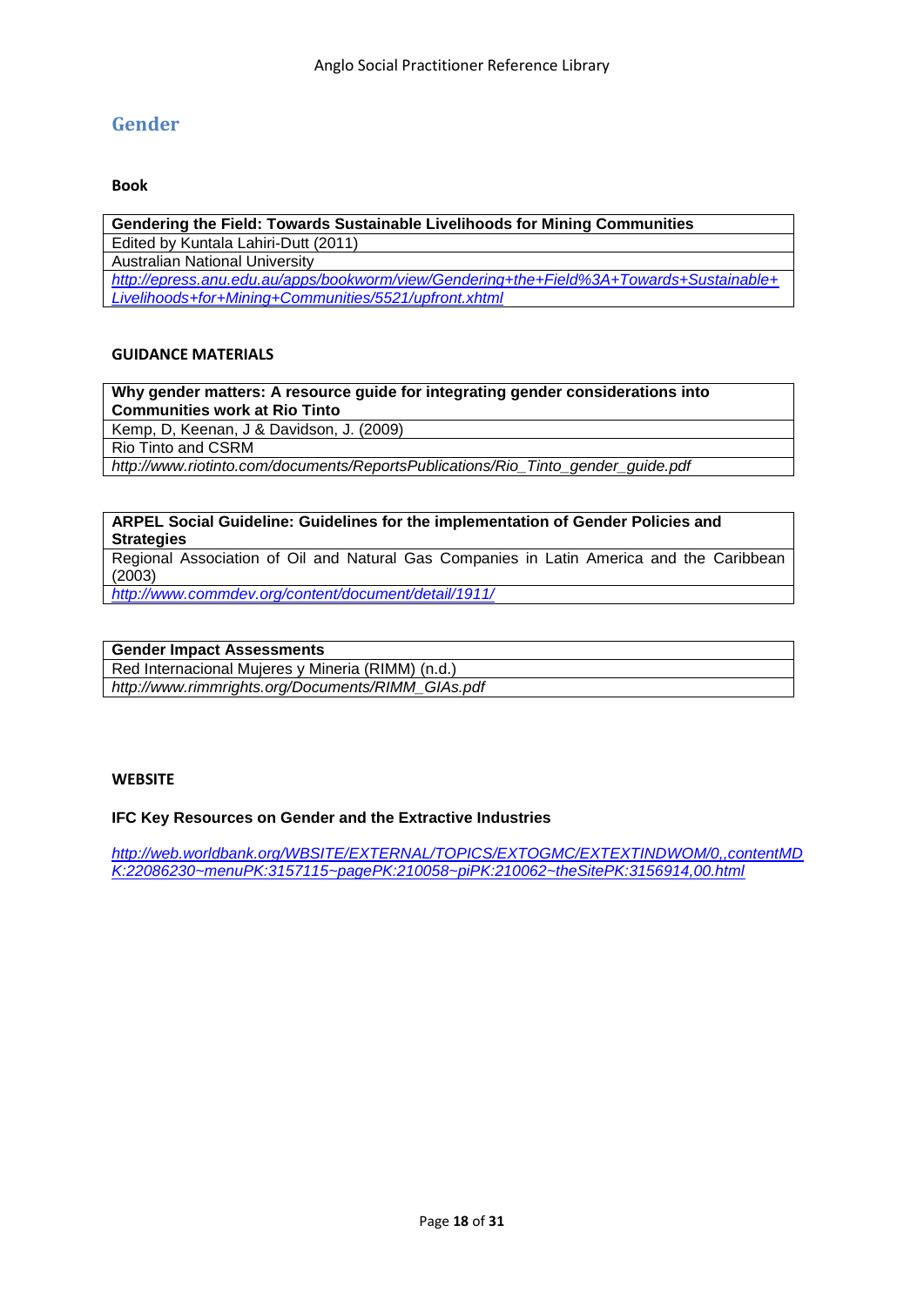## Gender

**Book**

| **Gendering the Field: Towards Sustainable Livelihoods for Mining Communities** |
|---|
| Edited by Kuntala Lahiri-Dutt (2011) |
| Australian National University |
| *http://epress.anu.edu.au/apps/bookworm/view/Gendering+the+Field%3A+Towards+Sustainable+Livelihoods+for+Mining+Communities/5521/upfront.xhtml* |

**GUIDANCE MATERIALS**

| **Why gender matters: A resource guide for integrating gender considerations into Communities work at Rio Tinto** |
|---|
| Kemp, D, Keenan, J & Davidson, J. (2009) |
| Rio Tinto and CSRM |
| *http://www.riotinto.com/documents/ReportsPublications/Rio_Tinto_gender_guide.pdf* |

| **ARPEL Social Guideline: Guidelines for the implementation of Gender Policies and Strategies** |
|---|
| Regional Association of Oil and Natural Gas Companies in Latin America and the Caribbean (2003) |
| *http://www.commdev.org/content/document/detail/1911/* |

| **Gender Impact Assessments** |
|---|
| Red Internacional Mujeres y Mineria (RIMM) (n.d.) |
| *http://www.rimmrights.org/Documents/RIMM_GIAs.pdf* |

**WEBSITE**

**IFC Key Resources on Gender and the Extractive Industries**

*http://web.worldbank.org/WBSITE/EXTERNAL/TOPICS/EXTOGMC/EXTEXTINDWOM/0,,contentMDK:22086230~menuPK:3157115~pagePK:210058~piPK:210062~theSitePK:3156914,00.html*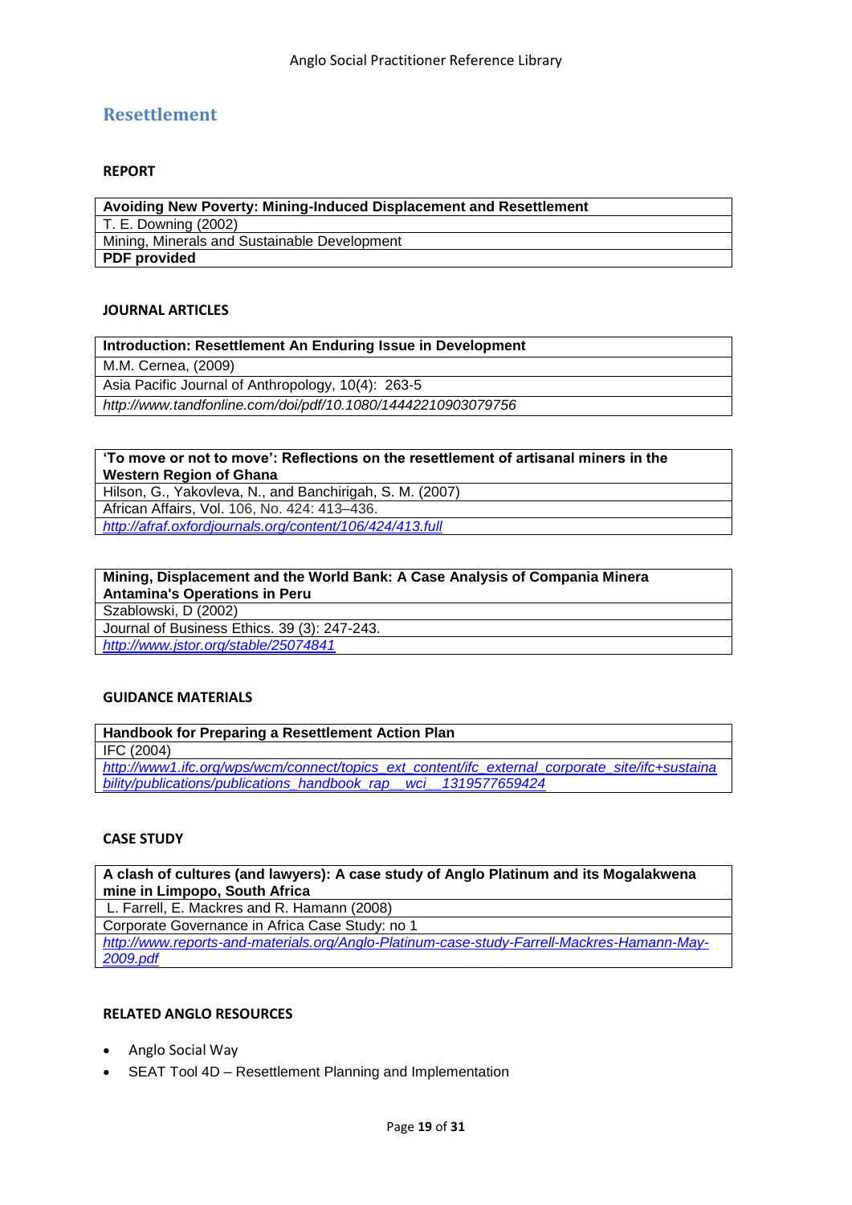# Resettlement

### REPORT

| **Avoiding New Poverty: Mining-Induced Displacement and Resettlement** |
|---|
| T. E. Downing (2002) |
| Mining, Minerals and Sustainable Development |
| **PDF provided** |

### JOURNAL ARTICLES

| **Introduction: Resettlement An Enduring Issue in Development** |
|---|
| M.M. Cernea, (2009) |
| Asia Pacific Journal of Anthropology, 10(4): 263-5 |
| *http://www.tandfonline.com/doi/pdf/10.1080/14442210903079756* |

| **'To move or not to move': Reflections on the resettlement of artisanal miners in the Western Region of Ghana** |
|---|
| Hilson, G., Yakovleva, N., and Banchirigah, S. M. (2007) |
| African Affairs, Vol. 106, No. 424: 413–436. |
| *http://afraf.oxfordjournals.org/content/106/424/413.full* |

| **Mining, Displacement and the World Bank: A Case Analysis of Compania Minera Antamina's Operations in Peru** |
|---|
| Szablowski, D (2002) |
| Journal of Business Ethics. 39 (3): 247-243. |
| *http://www.jstor.org/stable/25074841* |

### GUIDANCE MATERIALS

| **Handbook for Preparing a Resettlement Action Plan** |
|---|
| IFC (2004) |
| *http://www1.ifc.org/wps/wcm/connect/topics_ext_content/ifc_external_corporate_site/ifc+sustainability/publications/publications_handbook_rap__wci__1319577659424* |

### CASE STUDY

| **A clash of cultures (and lawyers): A case study of Anglo Platinum and its Mogalakwena mine in Limpopo, South Africa** |
|---|
| L. Farrell, E. Mackres and R. Hamann (2008) |
| Corporate Governance in Africa Case Study: no 1 |
| *http://www.reports-and-materials.org/Anglo-Platinum-case-study-Farrell-Mackres-Hamann-May-2009.pdf* |

### RELATED ANGLO RESOURCES

- Anglo Social Way
- SEAT Tool 4D – Resettlement Planning and Implementation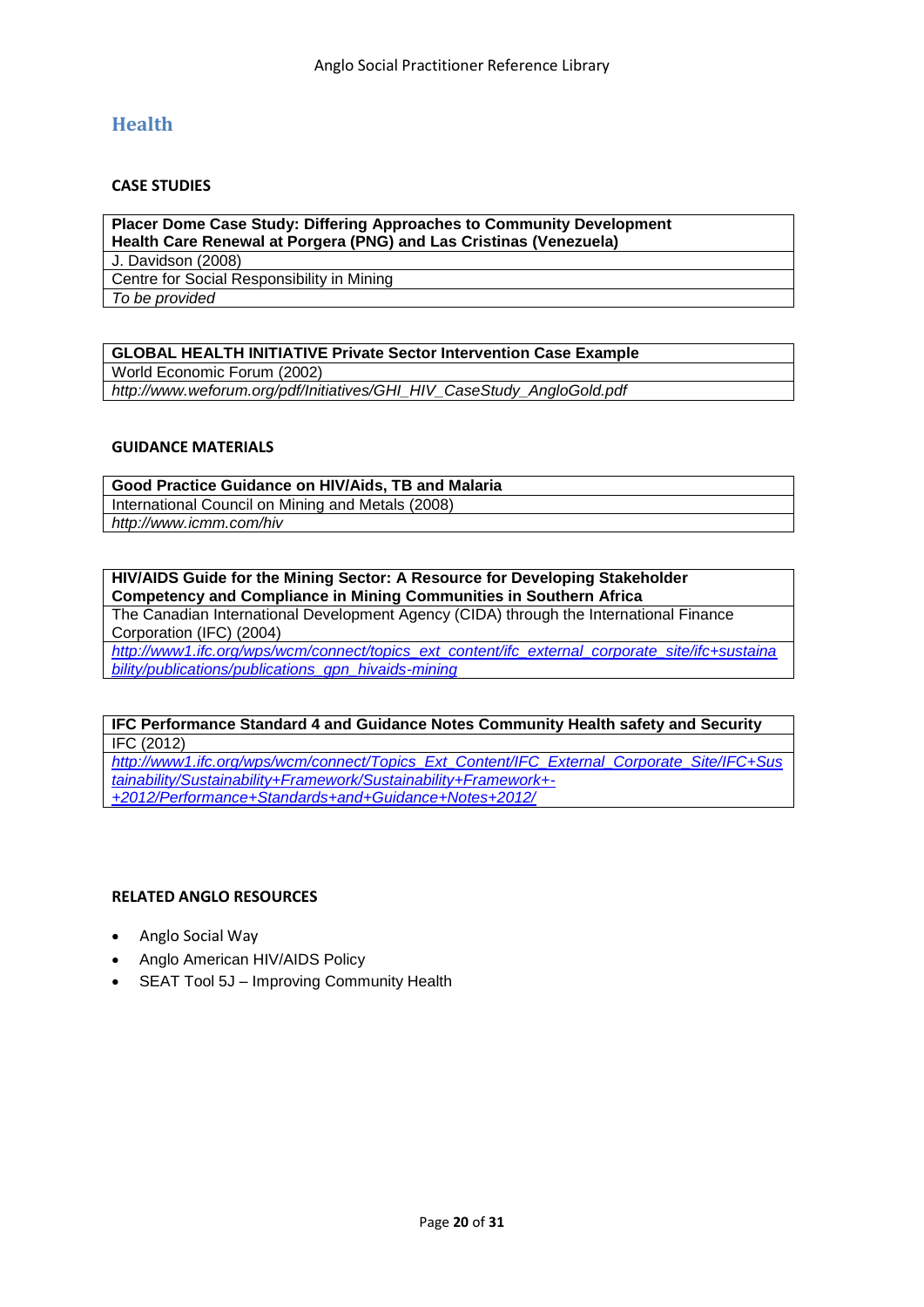## Health

### CASE STUDIES

| **Placer Dome Case Study: Differing Approaches to Community Development Health Care Renewal at Porgera (PNG) and Las Cristinas (Venezuela)** |
|---|
| J. Davidson (2008) |
| Centre for Social Responsibility in Mining |
| *To be provided* |

| **GLOBAL HEALTH INITIATIVE Private Sector Intervention Case Example** |
|---|
| World Economic Forum (2002) |
| *http://www.weforum.org/pdf/Initiatives/GHI_HIV_CaseStudy_AngloGold.pdf* |

### GUIDANCE MATERIALS

| **Good Practice Guidance on HIV/Aids, TB and Malaria** |
|---|
| International Council on Mining and Metals (2008) |
| *http://www.icmm.com/hiv* |

| **HIV/AIDS Guide for the Mining Sector: A Resource for Developing Stakeholder Competency and Compliance in Mining Communities in Southern Africa** |
|---|
| The Canadian International Development Agency (CIDA) through the International Finance Corporation (IFC) (2004) |
| *http://www1.ifc.org/wps/wcm/connect/topics_ext_content/ifc_external_corporate_site/ifc+sustainability/publications/publications_gpn_hivaids-mining* |

| **IFC Performance Standard 4 and Guidance Notes Community Health safety and Security** |
|---|
| IFC (2012) |
| *http://www1.ifc.org/wps/wcm/connect/Topics_Ext_Content/IFC_External_Corporate_Site/IFC+Sustainability/Sustainability+Framework/Sustainability+Framework+-+2012/Performance+Standards+and+Guidance+Notes+2012/* |

### RELATED ANGLO RESOURCES

- Anglo Social Way
- Anglo American HIV/AIDS Policy
- SEAT Tool 5J – Improving Community Health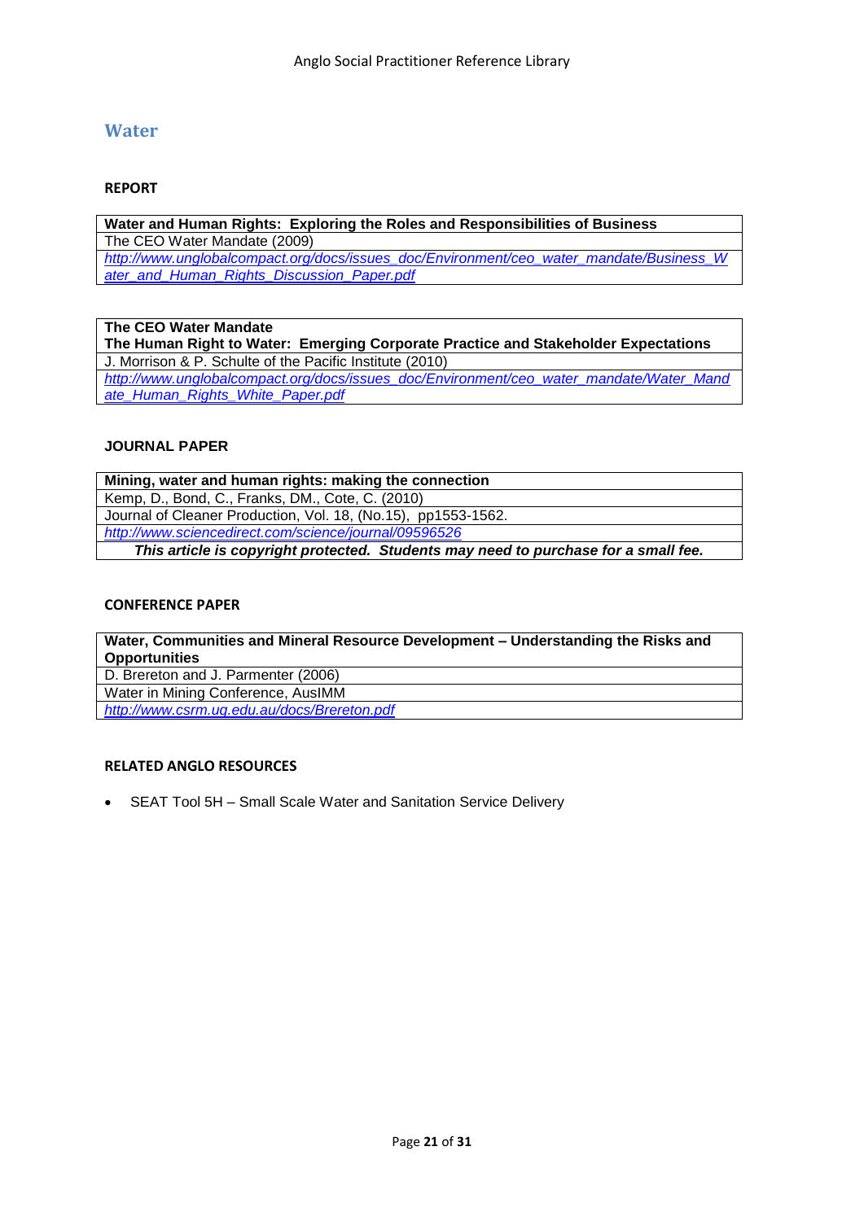## Water

### REPORT

| Water and Human Rights: Exploring the Roles and Responsibilities of Business |
|---|
| The CEO Water Mandate (2009) |
| *http://www.unglobalcompact.org/docs/issues_doc/Environment/ceo_water_mandate/Business_Water_and_Human_Rights_Discussion_Paper.pdf* |

| **The CEO Water Mandate** **The Human Right to Water: Emerging Corporate Practice and Stakeholder Expectations** |
|---|
| J. Morrison & P. Schulte of the Pacific Institute (2010) |
| *http://www.unglobalcompact.org/docs/issues_doc/Environment/ceo_water_mandate/Water_Mandate_Human_Rights_White_Paper.pdf* |

### JOURNAL PAPER

| Mining, water and human rights: making the connection |
|---|
| Kemp, D., Bond, C., Franks, DM., Cote, C. (2010) |
| Journal of Cleaner Production, Vol. 18, (No.15), pp1553-1562. |
| *http://www.sciencedirect.com/science/journal/09596526* |
| ***This article is copyright protected. Students may need to purchase for a small fee.*** |

### CONFERENCE PAPER

| Water, Communities and Mineral Resource Development – Understanding the Risks and Opportunities |
|---|
| D. Brereton and J. Parmenter (2006) |
| Water in Mining Conference, AusIMM |
| *http://www.csrm.uq.edu.au/docs/Brereton.pdf* |

### RELATED ANGLO RESOURCES

- SEAT Tool 5H – Small Scale Water and Sanitation Service Delivery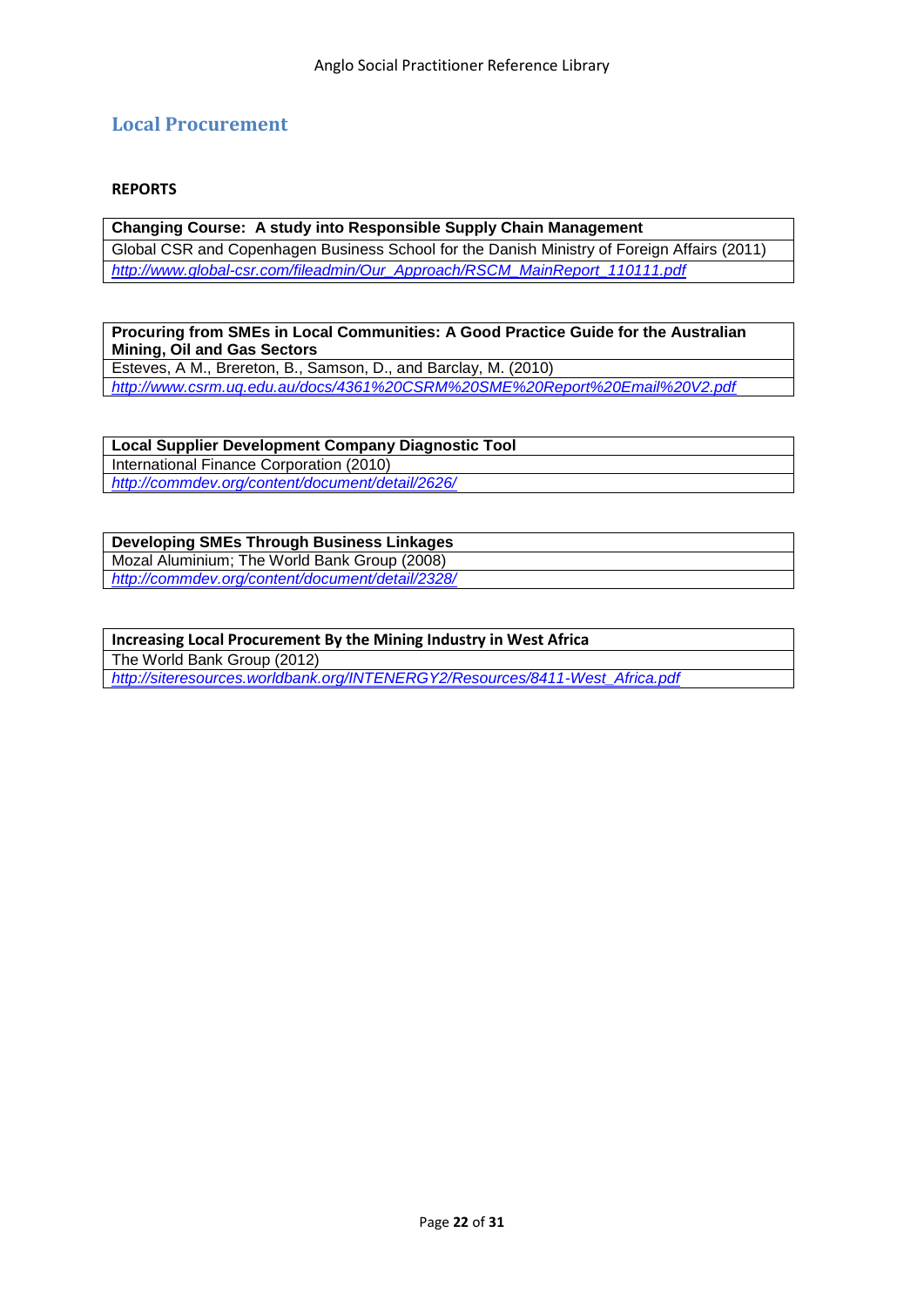## Local Procurement

**REPORTS**

| **Changing Course: A study into Responsible Supply Chain Management** |
| --- |
| Global CSR and Copenhagen Business School for the Danish Ministry of Foreign Affairs (2011) |
| *http://www.global-csr.com/fileadmin/Our_Approach/RSCM_MainReport_110111.pdf* |

| **Procuring from SMEs in Local Communities: A Good Practice Guide for the Australian Mining, Oil and Gas Sectors** |
| --- |
| Esteves, A M., Brereton, B., Samson, D., and Barclay, M. (2010) |
| *http://www.csrm.uq.edu.au/docs/4361%20CSRM%20SME%20Report%20Email%20V2.pdf* |

| **Local Supplier Development Company Diagnostic Tool** |
| --- |
| International Finance Corporation (2010) |
| *http://commdev.org/content/document/detail/2626/* |

| **Developing SMEs Through Business Linkages** |
| --- |
| Mozal Aluminium; The World Bank Group (2008) |
| *http://commdev.org/content/document/detail/2328/* |

| **Increasing Local Procurement By the Mining Industry in West Africa** |
| --- |
| The World Bank Group (2012) |
| *http://siteresources.worldbank.org/INTENERGY2/Resources/8411-West_Africa.pdf* |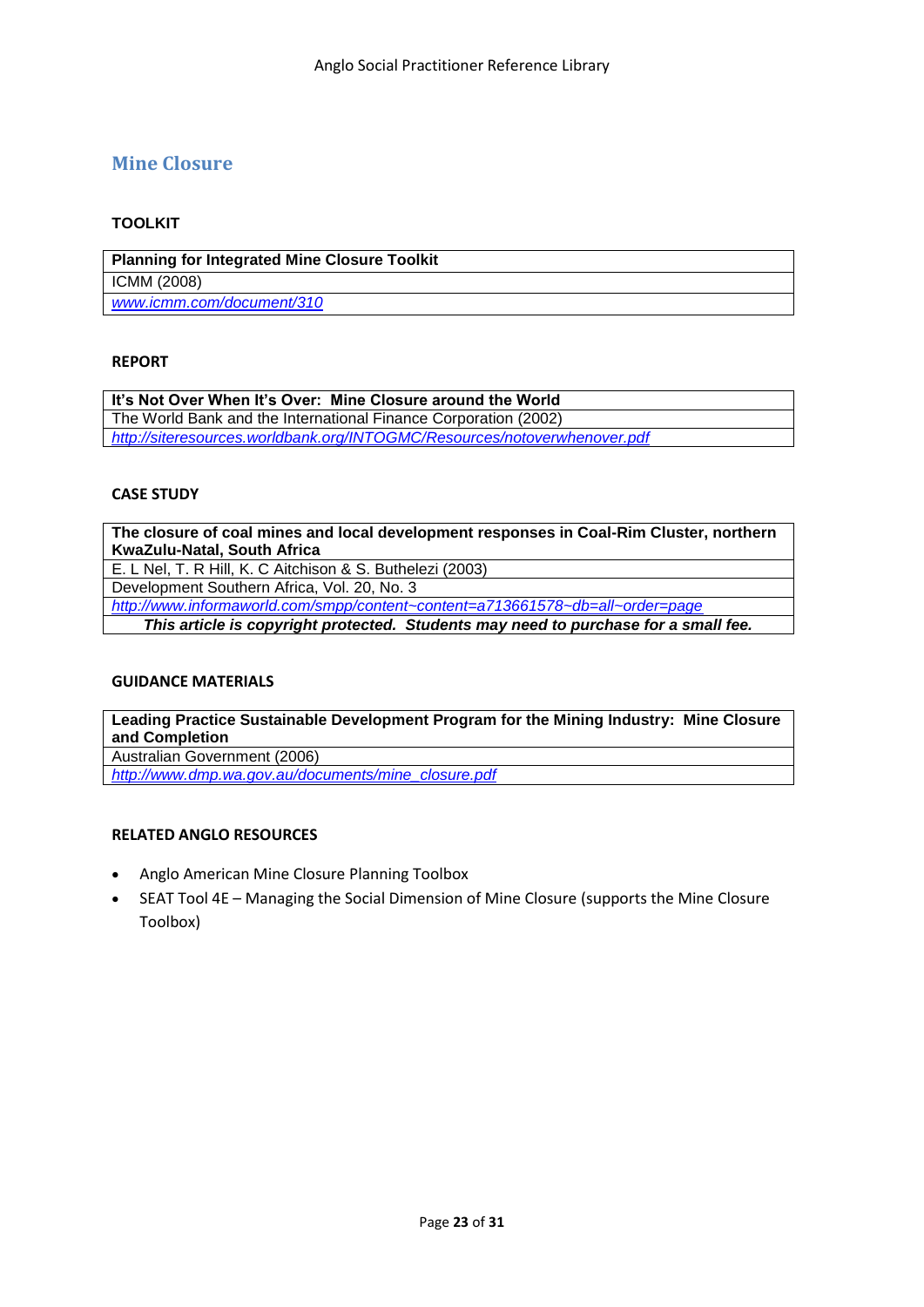## Mine Closure

### TOOLKIT

| **Planning for Integrated Mine Closure Toolkit** |
|---|
| ICMM (2008) |
| *www.icmm.com/document/310* |

### REPORT

| **It's Not Over When It's Over: Mine Closure around the World** |
|---|
| The World Bank and the International Finance Corporation (2002) |
| *http://siteresources.worldbank.org/INTOGMC/Resources/notoverwhenover.pdf* |

### CASE STUDY

| **The closure of coal mines and local development responses in Coal-Rim Cluster, northern KwaZulu-Natal, South Africa** |
|---|
| E. L Nel, T. R Hill, K. C Aitchison & S. Buthelezi (2003) |
| Development Southern Africa, Vol. 20, No. 3 |
| *http://www.informaworld.com/smpp/content~content=a713661578~db=all~order=page* |
| ***This article is copyright protected. Students may need to purchase for a small fee.*** |

### GUIDANCE MATERIALS

| **Leading Practice Sustainable Development Program for the Mining Industry: Mine Closure and Completion** |
|---|
| Australian Government (2006) |
| *http://www.dmp.wa.gov.au/documents/mine_closure.pdf* |

### RELATED ANGLO RESOURCES

- Anglo American Mine Closure Planning Toolbox
- SEAT Tool 4E – Managing the Social Dimension of Mine Closure (supports the Mine Closure Toolbox)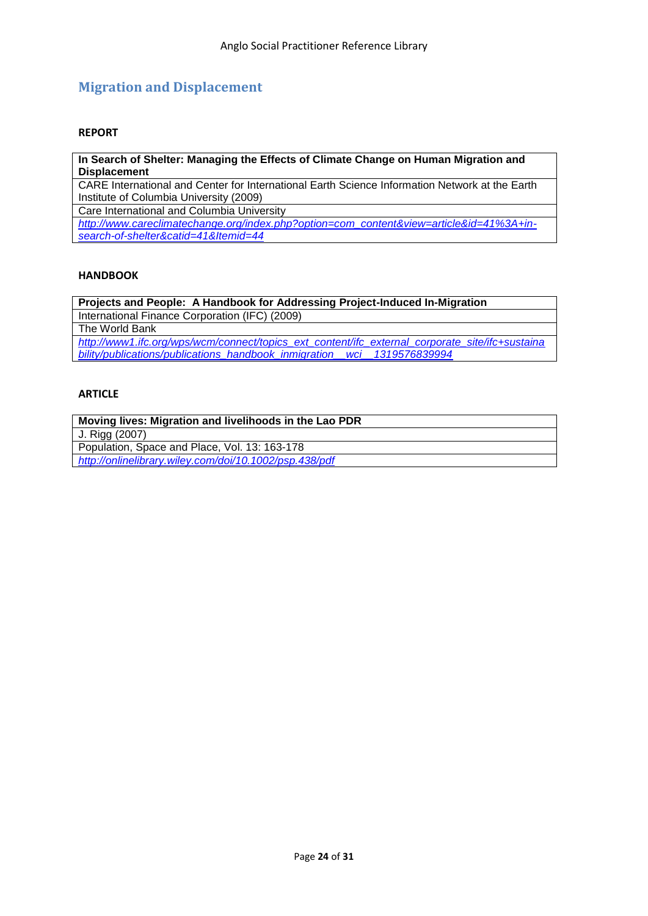## Migration and Displacement

**REPORT**

| **In Search of Shelter: Managing the Effects of Climate Change on Human Migration and Displacement** |
|---|
| CARE International and Center for International Earth Science Information Network at the Earth Institute of Columbia University (2009) |
| Care International and Columbia University |
| *http://www.careclimatechange.org/index.php?option=com_content&view=article&id=41%3A+in-search-of-shelter&catid=41&Itemid=44* |

**HANDBOOK**

| **Projects and People: A Handbook for Addressing Project-Induced In-Migration** |
|---|
| International Finance Corporation (IFC) (2009) |
| The World Bank |
| *http://www1.ifc.org/wps/wcm/connect/topics_ext_content/ifc_external_corporate_site/ifc+sustainability/publications/publications_handbook_inmigration__wci__1319576839994* |

**ARTICLE**

| **Moving lives: Migration and livelihoods in the Lao PDR** |
|---|
| J. Rigg (2007) |
| Population, Space and Place, Vol. 13: 163-178 |
| *http://onlinelibrary.wiley.com/doi/10.1002/psp.438/pdf* |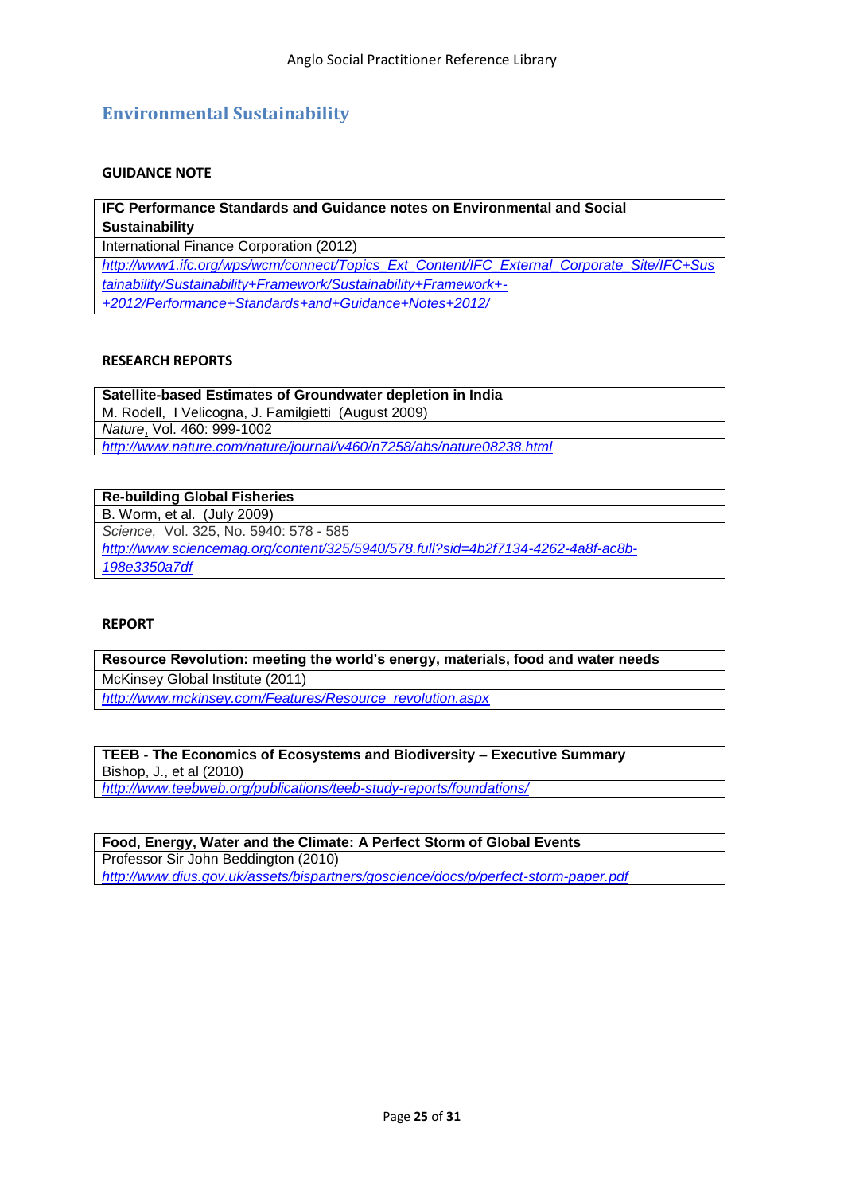## Environmental Sustainability

### GUIDANCE NOTE

| **IFC Performance Standards and Guidance notes on Environmental and Social Sustainability** |
|---|
| International Finance Corporation (2012) |
| *http://www1.ifc.org/wps/wcm/connect/Topics_Ext_Content/IFC_External_Corporate_Site/IFC+Sustainability/Sustainability+Framework/Sustainability+Framework+-+2012/Performance+Standards+and+Guidance+Notes+2012/* |

### RESEARCH REPORTS

| **Satellite-based Estimates of Groundwater depletion in India** |
|---|
| M. Rodell, I Velicogna, J. Familgietti (August 2009) |
| *Nature*, Vol. 460: 999-1002 |
| *http://www.nature.com/nature/journal/v460/n7258/abs/nature08238.html* |

| **Re-building Global Fisheries** |
|---|
| B. Worm, et al. (July 2009) |
| *Science*, Vol. 325, No. 5940: 578 - 585 |
| *http://www.sciencemag.org/content/325/5940/578.full?sid=4b2f7134-4262-4a8f-ac8b-198e3350a7df* |

### REPORT

| **Resource Revolution: meeting the world's energy, materials, food and water needs** |
|---|
| McKinsey Global Institute (2011) |
| *http://www.mckinsey.com/Features/Resource_revolution.aspx* |

| **TEEB - The Economics of Ecosystems and Biodiversity – Executive Summary** |
|---|
| Bishop, J., et al (2010) |
| *http://www.teebweb.org/publications/teeb-study-reports/foundations/* |

| **Food, Energy, Water and the Climate: A Perfect Storm of Global Events** |
|---|
| Professor Sir John Beddington (2010) |
| *http://www.dius.gov.uk/assets/bispartners/goscience/docs/p/perfect-storm-paper.pdf* |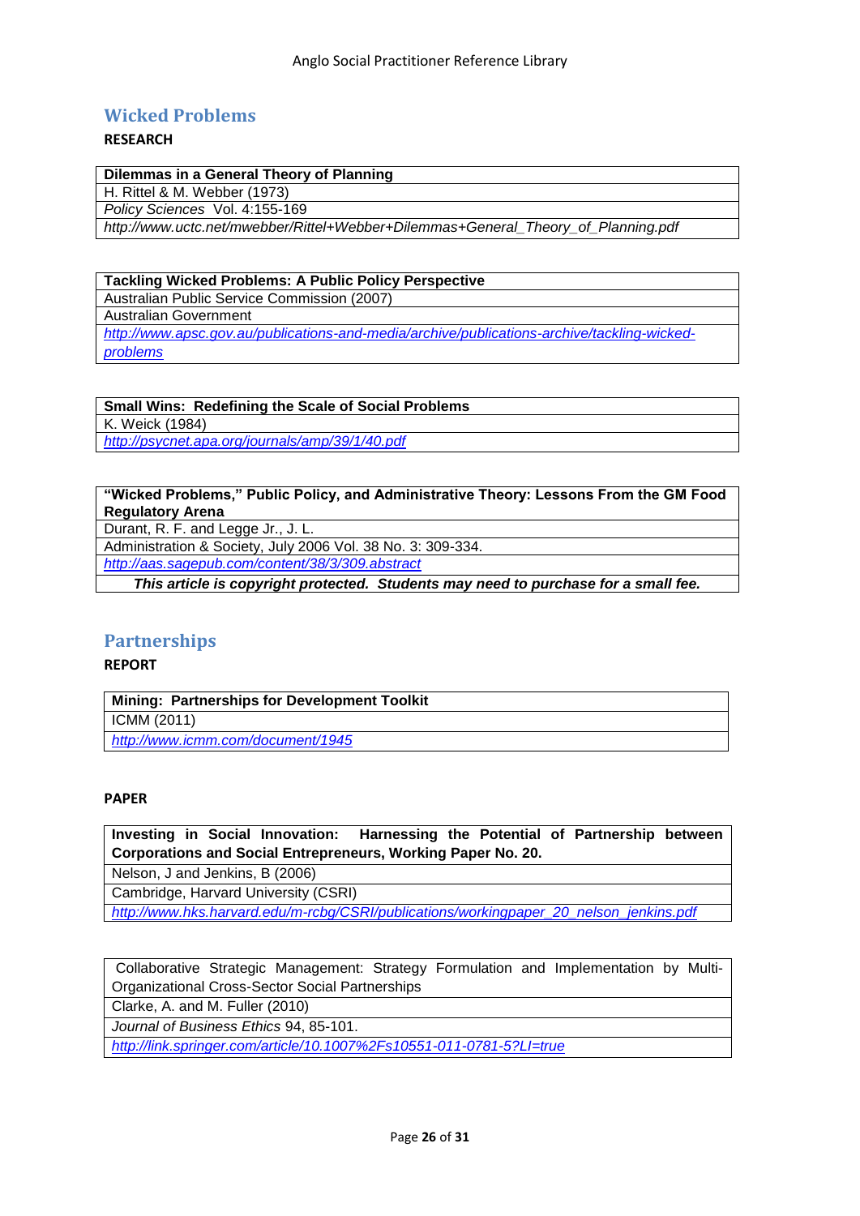## Wicked Problems

**RESEARCH**

| **Dilemmas in a General Theory of Planning** |
|---|
| H. Rittel & M. Webber (1973) |
| *Policy Sciences* Vol. 4:155-169 |
| *http://www.uctc.net/mwebber/Rittel+Webber+Dilemmas+General_Theory_of_Planning.pdf* |

| **Tackling Wicked Problems: A Public Policy Perspective** |
|---|
| Australian Public Service Commission (2007) |
| Australian Government |
| *http://www.apsc.gov.au/publications-and-media/archive/publications-archive/tackling-wicked-problems* |

| **Small Wins: Redefining the Scale of Social Problems** |
|---|
| K. Weick (1984) |
| *http://psycnet.apa.org/journals/amp/39/1/40.pdf* |

| **"Wicked Problems," Public Policy, and Administrative Theory: Lessons From the GM Food Regulatory Arena** |
|---|
| Durant, R. F. and Legge Jr., J. L. |
| Administration & Society, July 2006 Vol. 38 No. 3: 309-334. |
| *http://aas.sagepub.com/content/38/3/309.abstract* |
| ***This article is copyright protected. Students may need to purchase for a small fee.*** |

## Partnerships

**REPORT**

| **Mining: Partnerships for Development Toolkit** |
|---|
| ICMM (2011) |
| *http://www.icmm.com/document/1945* |

**PAPER**

| **Investing in Social Innovation: Harnessing the Potential of Partnership between Corporations and Social Entrepreneurs, Working Paper No. 20.** |
|---|
| Nelson, J and Jenkins, B (2006) |
| Cambridge, Harvard University (CSRI) |
| *http://www.hks.harvard.edu/m-rcbg/CSRI/publications/workingpaper_20_nelson_jenkins.pdf* |

| Collaborative Strategic Management: Strategy Formulation and Implementation by Multi-Organizational Cross-Sector Social Partnerships |
|---|
| Clarke, A. and M. Fuller (2010) |
| *Journal of Business Ethics* 94, 85-101. |
| *http://link.springer.com/article/10.1007%2Fs10551-011-0781-5?LI=true* |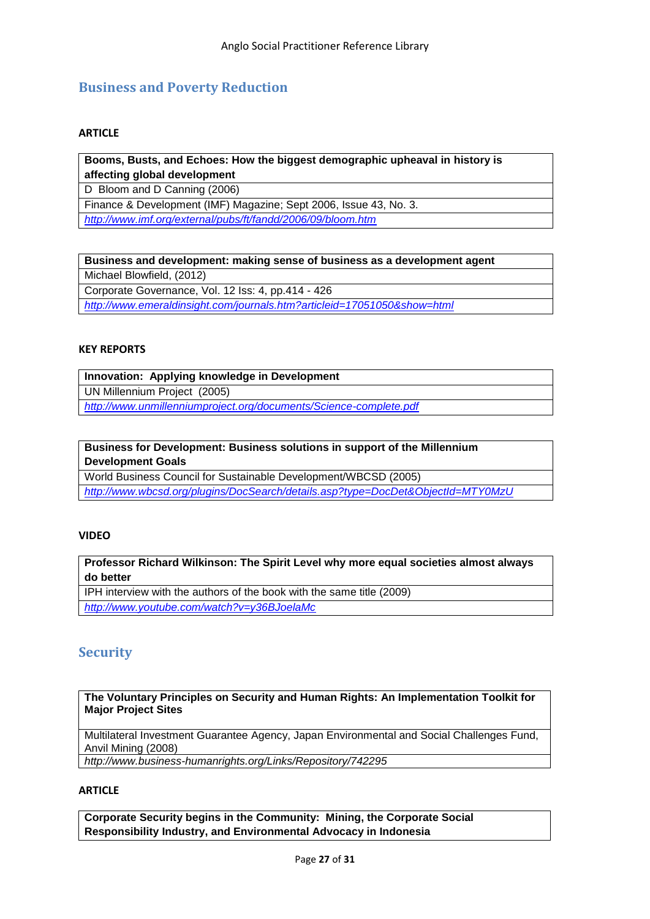## Business and Poverty Reduction

**ARTICLE**

| **Booms, Busts, and Echoes: How the biggest demographic upheaval in history is affecting global development** |
|---|
| D Bloom and D Canning (2006) |
| Finance & Development (IMF) Magazine; Sept 2006, Issue 43, No. 3. |
| *http://www.imf.org/external/pubs/ft/fandd/2006/09/bloom.htm* |

| **Business and development: making sense of business as a development agent** |
|---|
| Michael Blowfield, (2012) |
| Corporate Governance, Vol. 12 Iss: 4, pp.414 - 426 |
| *http://www.emeraldinsight.com/journals.htm?articleid=17051050&show=html* |

**KEY REPORTS**

| **Innovation: Applying knowledge in Development** |
|---|
| UN Millennium Project (2005) |
| *http://www.unmillenniumproject.org/documents/Science-complete.pdf* |

| **Business for Development: Business solutions in support of the Millennium Development Goals** |
|---|
| World Business Council for Sustainable Development/WBCSD (2005) |
| *http://www.wbcsd.org/plugins/DocSearch/details.asp?type=DocDet&ObjectId=MTY0MzU* |

**VIDEO**

| **Professor Richard Wilkinson: The Spirit Level why more equal societies almost always do better** |
|---|
| IPH interview with the authors of the book with the same title (2009) |
| *http://www.youtube.com/watch?v=y36BJoelaMc* |

## Security

| **The Voluntary Principles on Security and Human Rights: An Implementation Toolkit for Major Project Sites** |
|---|
| Multilateral Investment Guarantee Agency, Japan Environmental and Social Challenges Fund, Anvil Mining (2008) |
| *http://www.business-humanrights.org/Links/Repository/742295* |

**ARTICLE**

| **Corporate Security begins in the Community: Mining, the Corporate Social Responsibility Industry, and Environmental Advocacy in Indonesia** |
|---|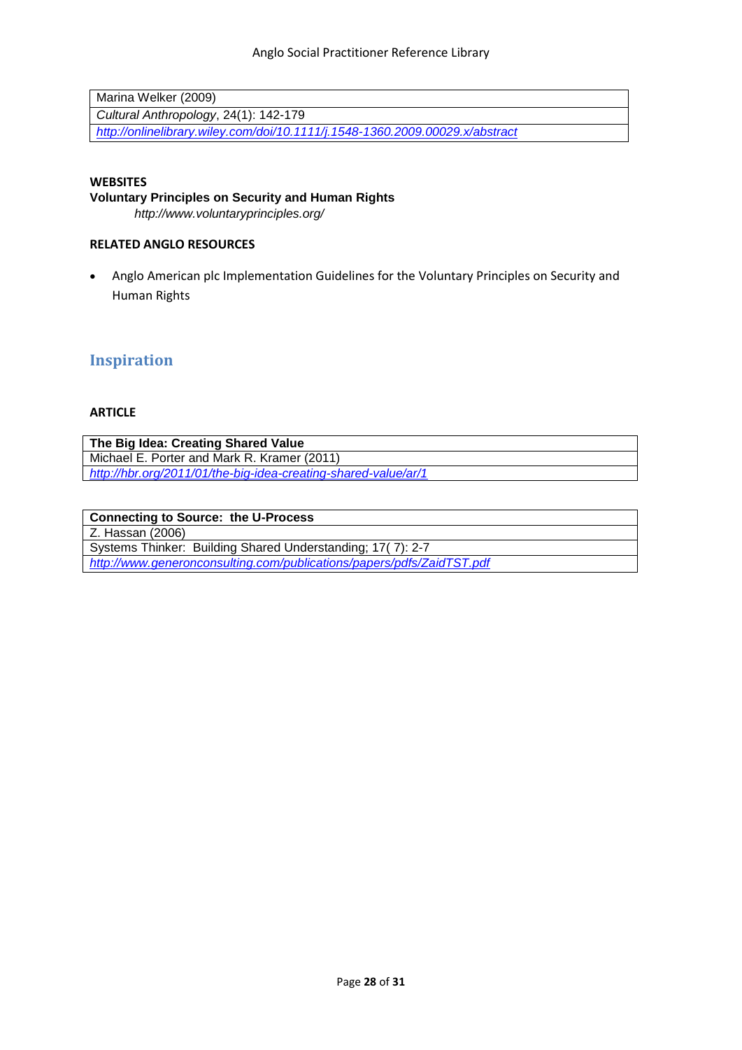| Marina Welker (2009) |
| --- |
| *Cultural Anthropology*, 24(1): 142-179 |
| *http://onlinelibrary.wiley.com/doi/10.1111/j.1548-1360.2009.00029.x/abstract* |

**WEBSITES**

**Voluntary Principles on Security and Human Rights**

*http://www.voluntaryprinciples.org/*

**RELATED ANGLO RESOURCES**

- Anglo American plc Implementation Guidelines for the Voluntary Principles on Security and Human Rights

## Inspiration

**ARTICLE**

| **The Big Idea: Creating Shared Value** |
| --- |
| Michael E. Porter and Mark R. Kramer (2011) |
| *http://hbr.org/2011/01/the-big-idea-creating-shared-value/ar/1* |

| **Connecting to Source: the U-Process** |
| --- |
| Z. Hassan (2006) |
| Systems Thinker: Building Shared Understanding; 17( 7): 2-7 |
| *http://www.generonconsulting.com/publications/papers/pdfs/ZaidTST.pdf* |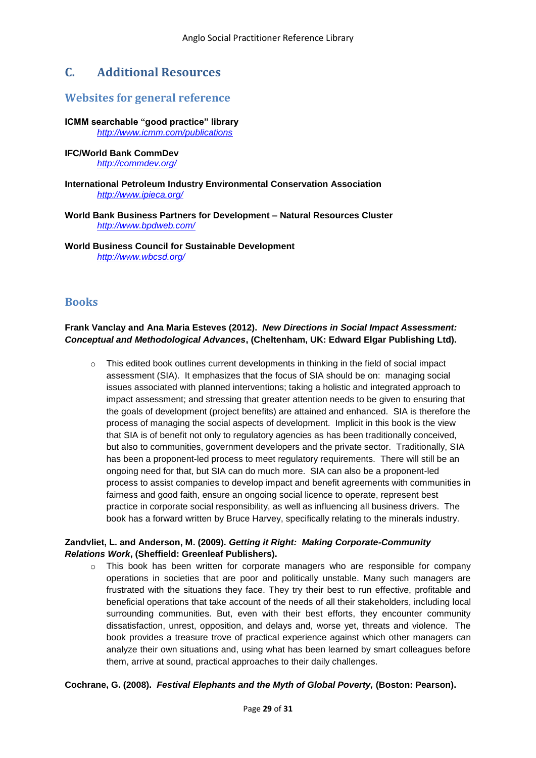# C. Additional Resources

## Websites for general reference

**ICMM searchable "good practice" library**
*http://www.icmm.com/publications*

**IFC/World Bank CommDev**
*http://commdev.org/*

**International Petroleum Industry Environmental Conservation Association**
*http://www.ipieca.org/*

**World Bank Business Partners for Development – Natural Resources Cluster**
*http://www.bpdweb.com/*

**World Business Council for Sustainable Development**
*http://www.wbcsd.org/*

## Books

**Frank Vanclay and Ana Maria Esteves (2012). *New Directions in Social Impact Assessment: Conceptual and Methodological Advances*, (Cheltenham, UK: Edward Elgar Publishing Ltd).**

- This edited book outlines current developments in thinking in the field of social impact assessment (SIA). It emphasizes that the focus of SIA should be on: managing social issues associated with planned interventions; taking a holistic and integrated approach to impact assessment; and stressing that greater attention needs to be given to ensuring that the goals of development (project benefits) are attained and enhanced. SIA is therefore the process of managing the social aspects of development. Implicit in this book is the view that SIA is of benefit not only to regulatory agencies as has been traditionally conceived, but also to communities, government developers and the private sector. Traditionally, SIA has been a proponent-led process to meet regulatory requirements. There will still be an ongoing need for that, but SIA can do much more. SIA can also be a proponent-led process to assist companies to develop impact and benefit agreements with communities in fairness and good faith, ensure an ongoing social licence to operate, represent best practice in corporate social responsibility, as well as influencing all business drivers. The book has a forward written by Bruce Harvey, specifically relating to the minerals industry.

**Zandvliet, L. and Anderson, M. (2009). *Getting it Right: Making Corporate-Community Relations Work*, (Sheffield: Greenleaf Publishers).**

- This book has been written for corporate managers who are responsible for company operations in societies that are poor and politically unstable. Many such managers are frustrated with the situations they face. They try their best to run effective, profitable and beneficial operations that take account of the needs of all their stakeholders, including local surrounding communities. But, even with their best efforts, they encounter community dissatisfaction, unrest, opposition, and delays and, worse yet, threats and violence. The book provides a treasure trove of practical experience against which other managers can analyze their own situations and, using what has been learned by smart colleagues before them, arrive at sound, practical approaches to their daily challenges.

**Cochrane, G. (2008). *Festival Elephants and the Myth of Global Poverty,* (Boston: Pearson).**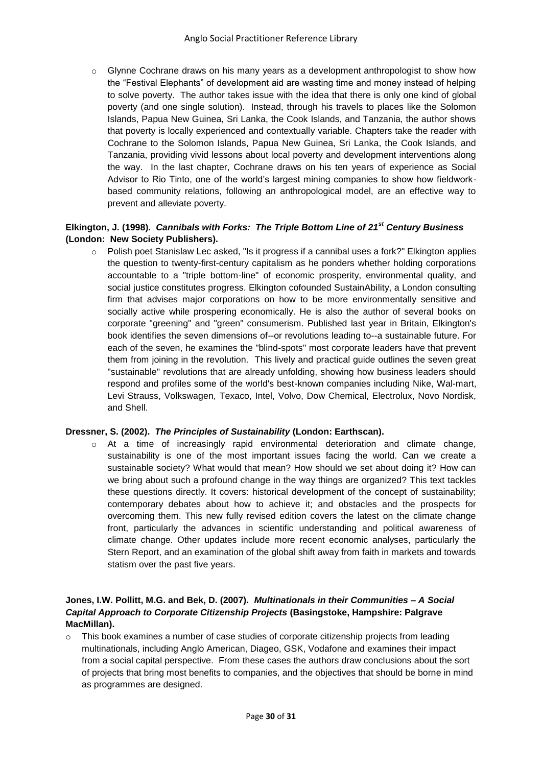- Glynne Cochrane draws on his many years as a development anthropologist to show how the "Festival Elephants" of development aid are wasting time and money instead of helping to solve poverty. The author takes issue with the idea that there is only one kind of global poverty (and one single solution). Instead, through his travels to places like the Solomon Islands, Papua New Guinea, Sri Lanka, the Cook Islands, and Tanzania, the author shows that poverty is locally experienced and contextually variable. Chapters take the reader with Cochrane to the Solomon Islands, Papua New Guinea, Sri Lanka, the Cook Islands, and Tanzania, providing vivid lessons about local poverty and development interventions along the way. In the last chapter, Cochrane draws on his ten years of experience as Social Advisor to Rio Tinto, one of the world's largest mining companies to show how fieldwork-based community relations, following an anthropological model, are an effective way to prevent and alleviate poverty.

**Elkington, J. (1998). *Cannibals with Forks: The Triple Bottom Line of 21st Century Business* (London: New Society Publishers).**

- Polish poet Stanislaw Lec asked, "Is it progress if a cannibal uses a fork?" Elkington applies the question to twenty-first-century capitalism as he ponders whether holding corporations accountable to a "triple bottom-line" of economic prosperity, environmental quality, and social justice constitutes progress. Elkington cofounded SustainAbility, a London consulting firm that advises major corporations on how to be more environmentally sensitive and socially active while prospering economically. He is also the author of several books on corporate "greening" and "green" consumerism. Published last year in Britain, Elkington's book identifies the seven dimensions of--or revolutions leading to--a sustainable future. For each of the seven, he examines the "blind-spots" most corporate leaders have that prevent them from joining in the revolution. This lively and practical guide outlines the seven great "sustainable" revolutions that are already unfolding, showing how business leaders should respond and profiles some of the world's best-known companies including Nike, Wal-mart, Levi Strauss, Volkswagen, Texaco, Intel, Volvo, Dow Chemical, Electrolux, Novo Nordisk, and Shell.

**Dressner, S. (2002). *The Principles of Sustainability* (London: Earthscan).**

- At a time of increasingly rapid environmental deterioration and climate change, sustainability is one of the most important issues facing the world. Can we create a sustainable society? What would that mean? How should we set about doing it? How can we bring about such a profound change in the way things are organized? This text tackles these questions directly. It covers: historical development of the concept of sustainability; contemporary debates about how to achieve it; and obstacles and the prospects for overcoming them. This new fully revised edition covers the latest on the climate change front, particularly the advances in scientific understanding and political awareness of climate change. Other updates include more recent economic analyses, particularly the Stern Report, and an examination of the global shift away from faith in markets and towards statism over the past five years.

**Jones, I.W. Pollitt, M.G. and Bek, D. (2007). *Multinationals in their Communities – A Social Capital Approach to Corporate Citizenship Projects* (Basingstoke, Hampshire: Palgrave MacMillan).**

- This book examines a number of case studies of corporate citizenship projects from leading multinationals, including Anglo American, Diageo, GSK, Vodafone and examines their impact from a social capital perspective. From these cases the authors draw conclusions about the sort of projects that bring most benefits to companies, and the objectives that should be borne in mind as programmes are designed.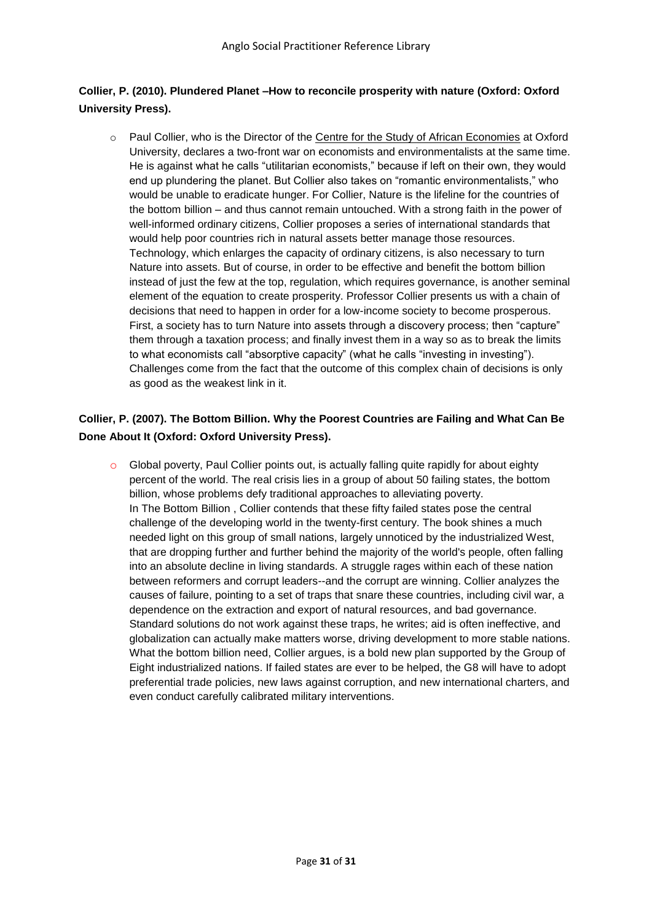**Collier, P. (2010). Plundered Planet –How to reconcile prosperity with nature (Oxford: Oxford University Press).**

- Paul Collier, who is the Director of the Centre for the Study of African Economies at Oxford University, declares a two-front war on economists and environmentalists at the same time. He is against what he calls "utilitarian economists," because if left on their own, they would end up plundering the planet. But Collier also takes on "romantic environmentalists," who would be unable to eradicate hunger. For Collier, Nature is the lifeline for the countries of the bottom billion – and thus cannot remain untouched. With a strong faith in the power of well-informed ordinary citizens, Collier proposes a series of international standards that would help poor countries rich in natural assets better manage those resources. Technology, which enlarges the capacity of ordinary citizens, is also necessary to turn Nature into assets. But of course, in order to be effective and benefit the bottom billion instead of just the few at the top, regulation, which requires governance, is another seminal element of the equation to create prosperity. Professor Collier presents us with a chain of decisions that need to happen in order for a low-income society to become prosperous. First, a society has to turn Nature into assets through a discovery process; then "capture" them through a taxation process; and finally invest them in a way so as to break the limits to what economists call "absorptive capacity" (what he calls "investing in investing"). Challenges come from the fact that the outcome of this complex chain of decisions is only as good as the weakest link in it.

**Collier, P. (2007). The Bottom Billion. Why the Poorest Countries are Failing and What Can Be Done About It (Oxford: Oxford University Press).**

- Global poverty, Paul Collier points out, is actually falling quite rapidly for about eighty percent of the world. The real crisis lies in a group of about 50 failing states, the bottom billion, whose problems defy traditional approaches to alleviating poverty.
  In The Bottom Billion , Collier contends that these fifty failed states pose the central challenge of the developing world in the twenty-first century. The book shines a much needed light on this group of small nations, largely unnoticed by the industrialized West, that are dropping further and further behind the majority of the world's people, often falling into an absolute decline in living standards. A struggle rages within each of these nation between reformers and corrupt leaders--and the corrupt are winning. Collier analyzes the causes of failure, pointing to a set of traps that snare these countries, including civil war, a dependence on the extraction and export of natural resources, and bad governance. Standard solutions do not work against these traps, he writes; aid is often ineffective, and globalization can actually make matters worse, driving development to more stable nations. What the bottom billion need, Collier argues, is a bold new plan supported by the Group of Eight industrialized nations. If failed states are ever to be helped, the G8 will have to adopt preferential trade policies, new laws against corruption, and new international charters, and even conduct carefully calibrated military interventions.